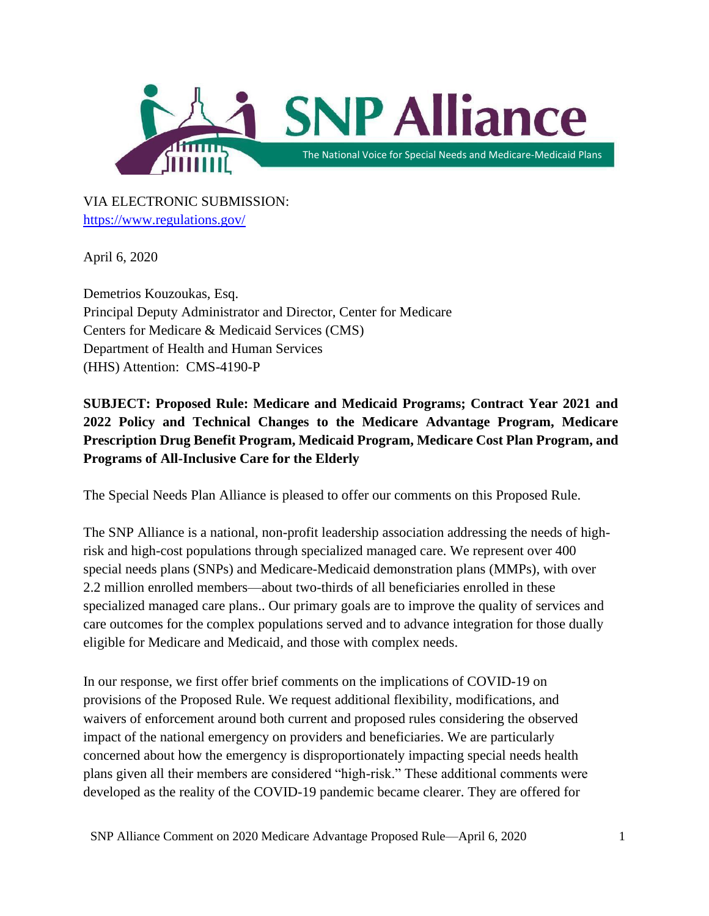SNP Alliance

The National Voice for Special Needs and Medicare-Medicaid Plans

VIA ELECTRONIC SUBMISSION:
https://www.regulations.gov/

April 6, 2020

Demetrios Kouzoukas, Esq.
Principal Deputy Administrator and Director, Center for Medicare
Centers for Medicare & Medicaid Services (CMS)
Department of Health and Human Services
(HHS) Attention: CMS-4190-P

**SUBJECT: Proposed Rule: Medicare and Medicaid Programs; Contract Year 2021 and 2022 Policy and Technical Changes to the Medicare Advantage Program, Medicare Prescription Drug Benefit Program, Medicaid Program, Medicare Cost Plan Program, and Programs of All-Inclusive Care for the Elderly**

The Special Needs Plan Alliance is pleased to offer our comments on this Proposed Rule.

The SNP Alliance is a national, non-profit leadership association addressing the needs of high-risk and high-cost populations through specialized managed care. We represent over 400 special needs plans (SNPs) and Medicare-Medicaid demonstration plans (MMPs), with over 2.2 million enrolled members—about two-thirds of all beneficiaries enrolled in these specialized managed care plans.. Our primary goals are to improve the quality of services and care outcomes for the complex populations served and to advance integration for those dually eligible for Medicare and Medicaid, and those with complex needs.

In our response, we first offer brief comments on the implications of COVID-19 on provisions of the Proposed Rule. We request additional flexibility, modifications, and waivers of enforcement around both current and proposed rules considering the observed impact of the national emergency on providers and beneficiaries. We are particularly concerned about how the emergency is disproportionately impacting special needs health plans given all their members are considered "high-risk." These additional comments were developed as the reality of the COVID-19 pandemic became clearer. They are offered for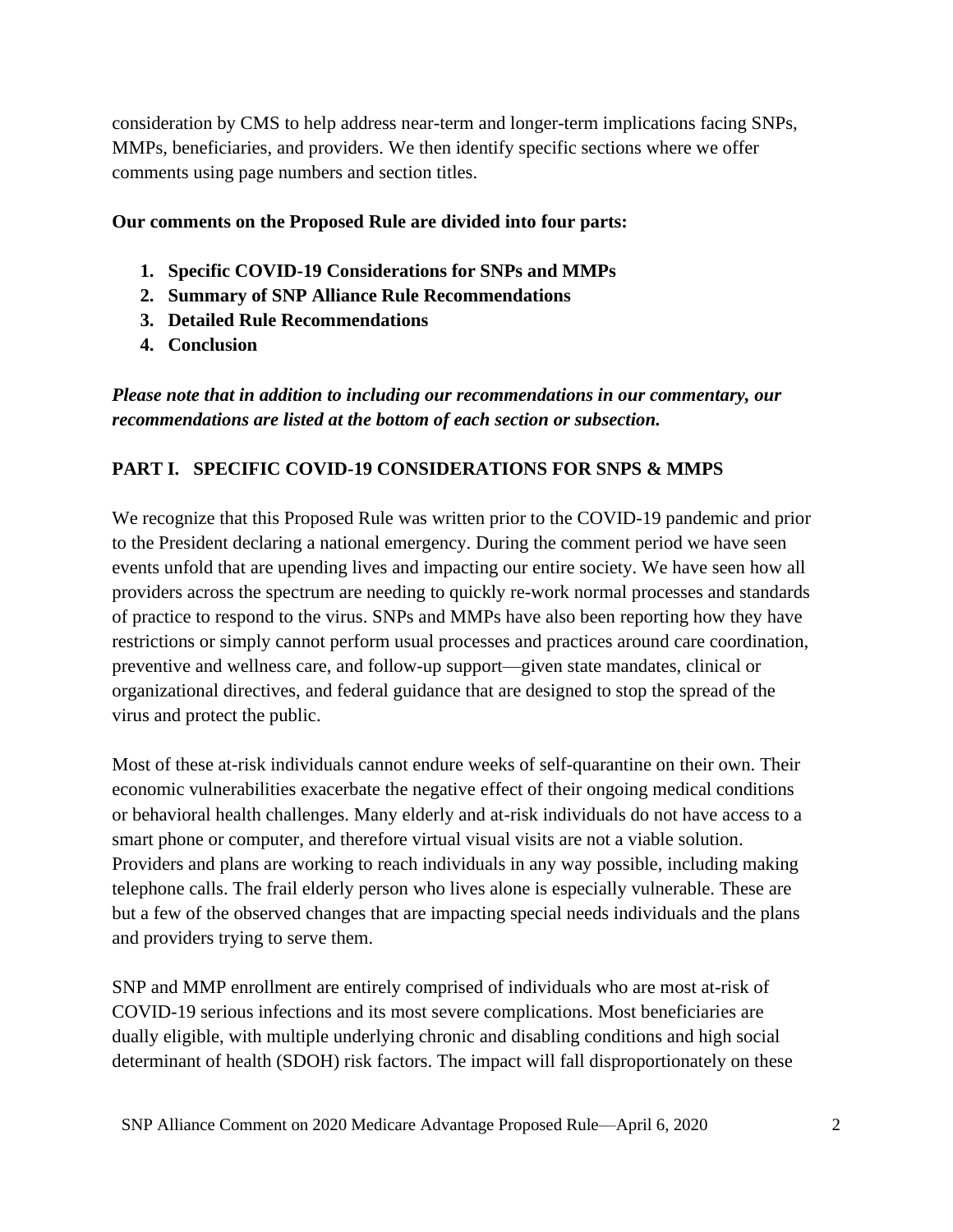consideration by CMS to help address near-term and longer-term implications facing SNPs, MMPs, beneficiaries, and providers. We then identify specific sections where we offer comments using page numbers and section titles.

**Our comments on the Proposed Rule are divided into four parts:**

1. **Specific COVID-19 Considerations for SNPs and MMPs**
2. **Summary of SNP Alliance Rule Recommendations**
3. **Detailed Rule Recommendations**
4. **Conclusion**

***Please note that in addition to including our recommendations in our commentary, our recommendations are listed at the bottom of each section or subsection.***

## PART I. SPECIFIC COVID-19 CONSIDERATIONS FOR SNPS & MMPS

We recognize that this Proposed Rule was written prior to the COVID-19 pandemic and prior to the President declaring a national emergency. During the comment period we have seen events unfold that are upending lives and impacting our entire society. We have seen how all providers across the spectrum are needing to quickly re-work normal processes and standards of practice to respond to the virus. SNPs and MMPs have also been reporting how they have restrictions or simply cannot perform usual processes and practices around care coordination, preventive and wellness care, and follow-up support—given state mandates, clinical or organizational directives, and federal guidance that are designed to stop the spread of the virus and protect the public.

Most of these at-risk individuals cannot endure weeks of self-quarantine on their own. Their economic vulnerabilities exacerbate the negative effect of their ongoing medical conditions or behavioral health challenges. Many elderly and at-risk individuals do not have access to a smart phone or computer, and therefore virtual visual visits are not a viable solution. Providers and plans are working to reach individuals in any way possible, including making telephone calls. The frail elderly person who lives alone is especially vulnerable. These are but a few of the observed changes that are impacting special needs individuals and the plans and providers trying to serve them.

SNP and MMP enrollment are entirely comprised of individuals who are most at-risk of COVID-19 serious infections and its most severe complications. Most beneficiaries are dually eligible, with multiple underlying chronic and disabling conditions and high social determinant of health (SDOH) risk factors. The impact will fall disproportionately on these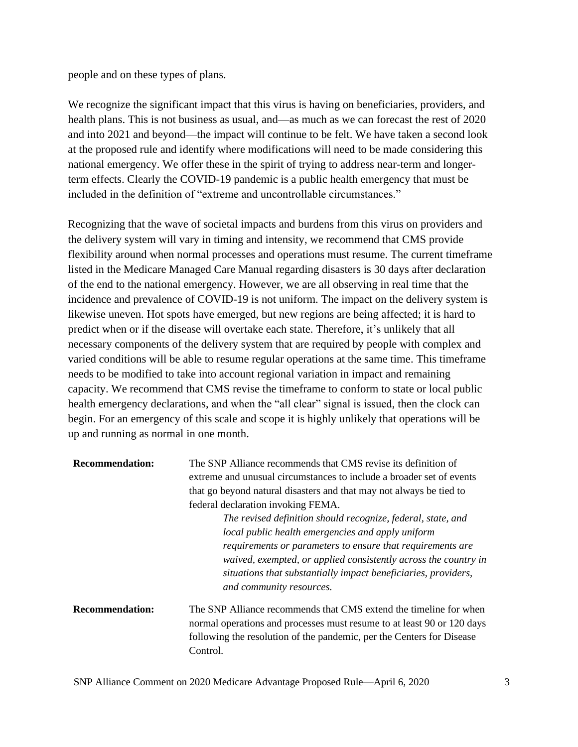people and on these types of plans.

We recognize the significant impact that this virus is having on beneficiaries, providers, and health plans. This is not business as usual, and—as much as we can forecast the rest of 2020 and into 2021 and beyond—the impact will continue to be felt. We have taken a second look at the proposed rule and identify where modifications will need to be made considering this national emergency. We offer these in the spirit of trying to address near-term and longer-term effects. Clearly the COVID-19 pandemic is a public health emergency that must be included in the definition of "extreme and uncontrollable circumstances."

Recognizing that the wave of societal impacts and burdens from this virus on providers and the delivery system will vary in timing and intensity, we recommend that CMS provide flexibility around when normal processes and operations must resume. The current timeframe listed in the Medicare Managed Care Manual regarding disasters is 30 days after declaration of the end to the national emergency. However, we are all observing in real time that the incidence and prevalence of COVID-19 is not uniform. The impact on the delivery system is likewise uneven. Hot spots have emerged, but new regions are being affected; it is hard to predict when or if the disease will overtake each state. Therefore, it's unlikely that all necessary components of the delivery system that are required by people with complex and varied conditions will be able to resume regular operations at the same time. This timeframe needs to be modified to take into account regional variation in impact and remaining capacity. We recommend that CMS revise the timeframe to conform to state or local public health emergency declarations, and when the "all clear" signal is issued, then the clock can begin. For an emergency of this scale and scope it is highly unlikely that operations will be up and running as normal in one month.

**Recommendation:** The SNP Alliance recommends that CMS revise its definition of extreme and unusual circumstances to include a broader set of events that go beyond natural disasters and that may not always be tied to federal declaration invoking FEMA.

*The revised definition should recognize, federal, state, and local public health emergencies and apply uniform requirements or parameters to ensure that requirements are waived, exempted, or applied consistently across the country in situations that substantially impact beneficiaries, providers, and community resources.*

**Recommendation:** The SNP Alliance recommends that CMS extend the timeline for when normal operations and processes must resume to at least 90 or 120 days following the resolution of the pandemic, per the Centers for Disease Control.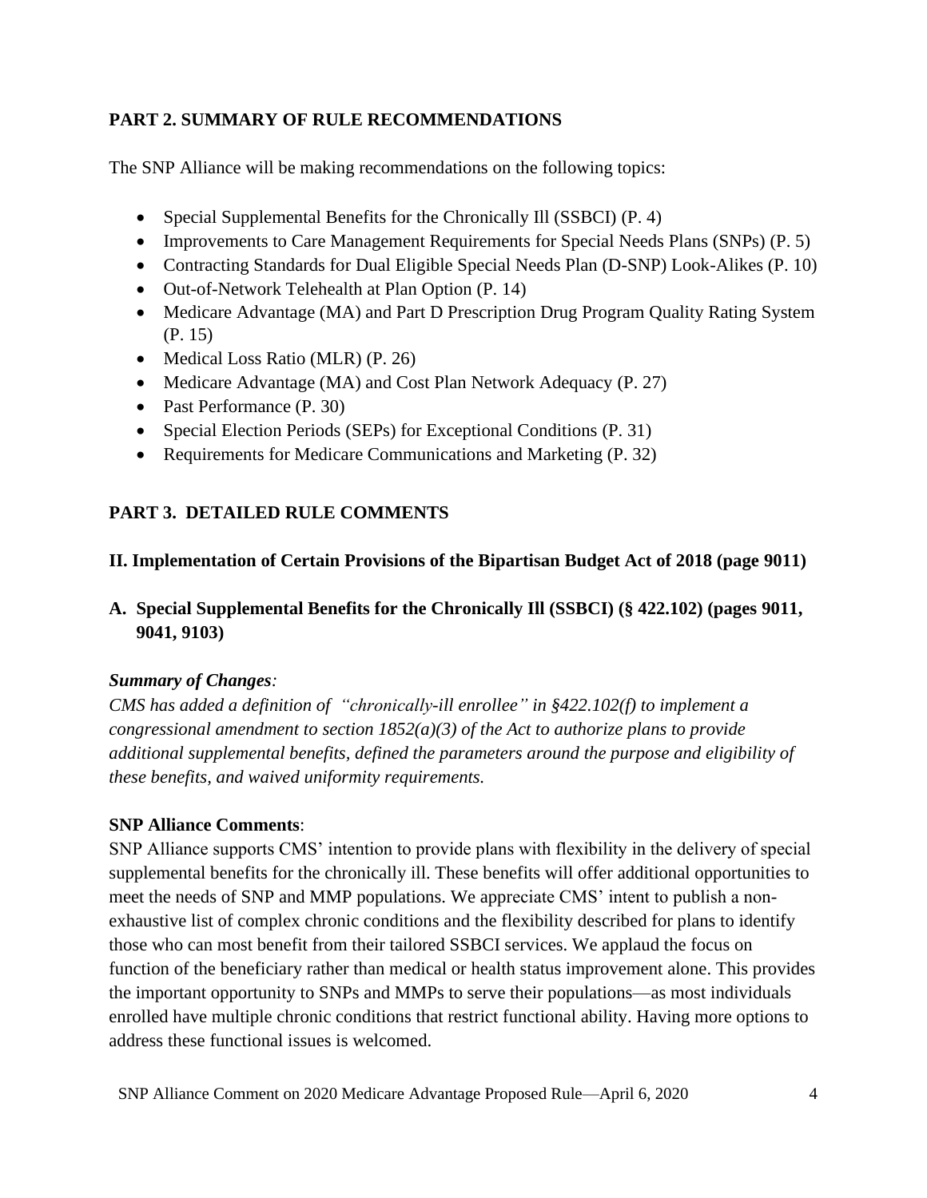## PART 2. SUMMARY OF RULE RECOMMENDATIONS

The SNP Alliance will be making recommendations on the following topics:

- Special Supplemental Benefits for the Chronically Ill (SSBCI) (P. 4)
- Improvements to Care Management Requirements for Special Needs Plans (SNPs) (P. 5)
- Contracting Standards for Dual Eligible Special Needs Plan (D-SNP) Look-Alikes (P. 10)
- Out-of-Network Telehealth at Plan Option (P. 14)
- Medicare Advantage (MA) and Part D Prescription Drug Program Quality Rating System (P. 15)
- Medical Loss Ratio (MLR) (P. 26)
- Medicare Advantage (MA) and Cost Plan Network Adequacy (P. 27)
- Past Performance (P. 30)
- Special Election Periods (SEPs) for Exceptional Conditions (P. 31)
- Requirements for Medicare Communications and Marketing (P. 32)

## PART 3. DETAILED RULE COMMENTS

### II. Implementation of Certain Provisions of the Bipartisan Budget Act of 2018 (page 9011)

### A. Special Supplemental Benefits for the Chronically Ill (SSBCI) (§ 422.102) (pages 9011, 9041, 9103)

***Summary of Changes:***
*CMS has added a definition of "chronically-ill enrollee" in §422.102(f) to implement a congressional amendment to section 1852(a)(3) of the Act to authorize plans to provide additional supplemental benefits, defined the parameters around the purpose and eligibility of these benefits, and waived uniformity requirements.*

**SNP Alliance Comments**:
SNP Alliance supports CMS' intention to provide plans with flexibility in the delivery of special supplemental benefits for the chronically ill. These benefits will offer additional opportunities to meet the needs of SNP and MMP populations. We appreciate CMS' intent to publish a non-exhaustive list of complex chronic conditions and the flexibility described for plans to identify those who can most benefit from their tailored SSBCI services. We applaud the focus on function of the beneficiary rather than medical or health status improvement alone. This provides the important opportunity to SNPs and MMPs to serve their populations—as most individuals enrolled have multiple chronic conditions that restrict functional ability. Having more options to address these functional issues is welcomed.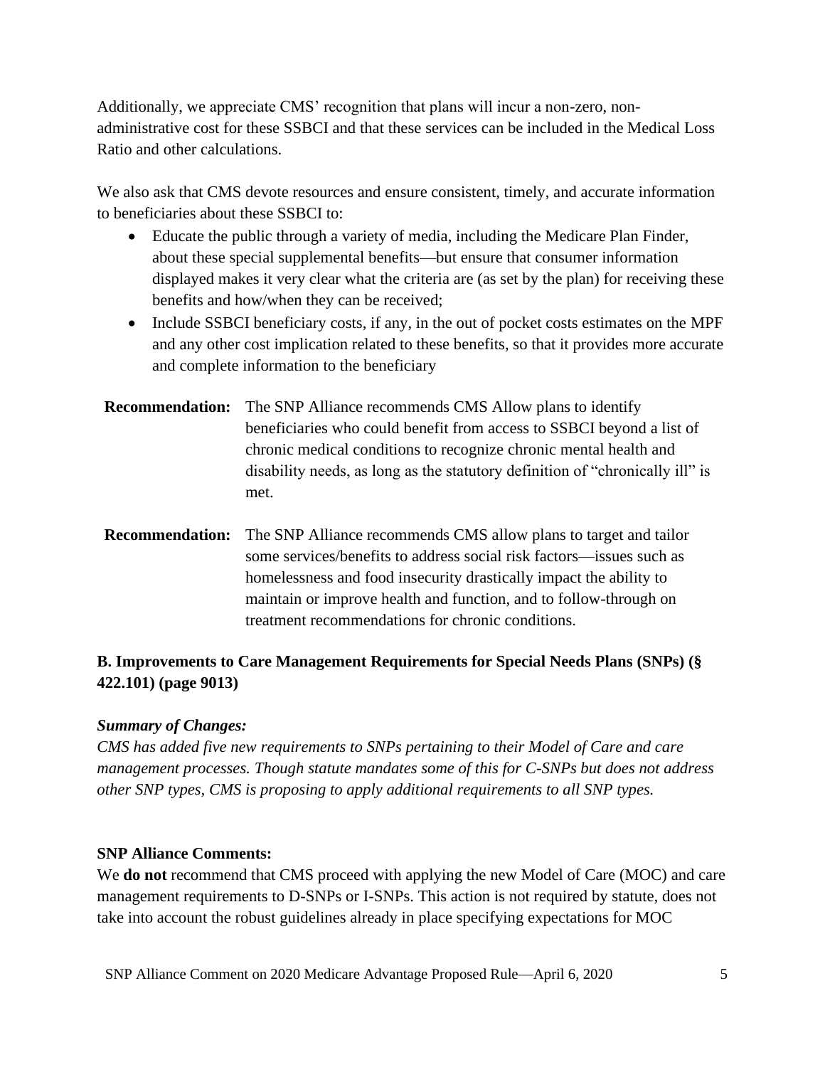Additionally, we appreciate CMS' recognition that plans will incur a non-zero, non-administrative cost for these SSBCI and that these services can be included in the Medical Loss Ratio and other calculations.

We also ask that CMS devote resources and ensure consistent, timely, and accurate information to beneficiaries about these SSBCI to:

- Educate the public through a variety of media, including the Medicare Plan Finder, about these special supplemental benefits—but ensure that consumer information displayed makes it very clear what the criteria are (as set by the plan) for receiving these benefits and how/when they can be received;
- Include SSBCI beneficiary costs, if any, in the out of pocket costs estimates on the MPF and any other cost implication related to these benefits, so that it provides more accurate and complete information to the beneficiary

**Recommendation:** The SNP Alliance recommends CMS Allow plans to identify beneficiaries who could benefit from access to SSBCI beyond a list of chronic medical conditions to recognize chronic mental health and disability needs, as long as the statutory definition of "chronically ill" is met.

**Recommendation:** The SNP Alliance recommends CMS allow plans to target and tailor some services/benefits to address social risk factors—issues such as homelessness and food insecurity drastically impact the ability to maintain or improve health and function, and to follow-through on treatment recommendations for chronic conditions.

## B. Improvements to Care Management Requirements for Special Needs Plans (SNPs) (§ 422.101) (page 9013)

***Summary of Changes:***

*CMS has added five new requirements to SNPs pertaining to their Model of Care and care management processes. Though statute mandates some of this for C-SNPs but does not address other SNP types, CMS is proposing to apply additional requirements to all SNP types.*

**SNP Alliance Comments:**

We **do not** recommend that CMS proceed with applying the new Model of Care (MOC) and care management requirements to D-SNPs or I-SNPs. This action is not required by statute, does not take into account the robust guidelines already in place specifying expectations for MOC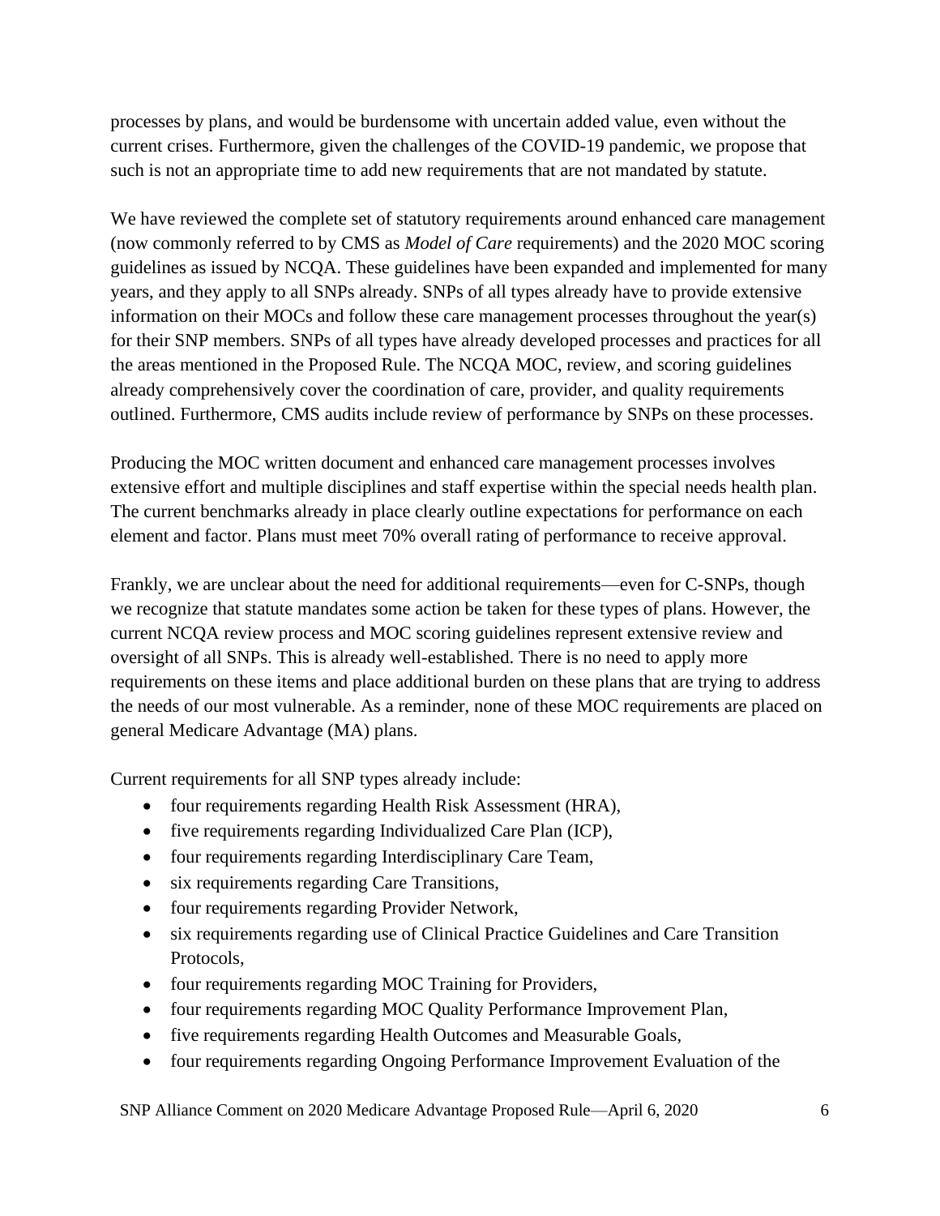processes by plans, and would be burdensome with uncertain added value, even without the current crises. Furthermore, given the challenges of the COVID-19 pandemic, we propose that such is not an appropriate time to add new requirements that are not mandated by statute.

We have reviewed the complete set of statutory requirements around enhanced care management (now commonly referred to by CMS as *Model of Care* requirements) and the 2020 MOC scoring guidelines as issued by NCQA. These guidelines have been expanded and implemented for many years, and they apply to all SNPs already. SNPs of all types already have to provide extensive information on their MOCs and follow these care management processes throughout the year(s) for their SNP members. SNPs of all types have already developed processes and practices for all the areas mentioned in the Proposed Rule. The NCQA MOC, review, and scoring guidelines already comprehensively cover the coordination of care, provider, and quality requirements outlined. Furthermore, CMS audits include review of performance by SNPs on these processes.

Producing the MOC written document and enhanced care management processes involves extensive effort and multiple disciplines and staff expertise within the special needs health plan. The current benchmarks already in place clearly outline expectations for performance on each element and factor. Plans must meet 70% overall rating of performance to receive approval.

Frankly, we are unclear about the need for additional requirements—even for C-SNPs, though we recognize that statute mandates some action be taken for these types of plans. However, the current NCQA review process and MOC scoring guidelines represent extensive review and oversight of all SNPs. This is already well-established. There is no need to apply more requirements on these items and place additional burden on these plans that are trying to address the needs of our most vulnerable. As a reminder, none of these MOC requirements are placed on general Medicare Advantage (MA) plans.

Current requirements for all SNP types already include:

- four requirements regarding Health Risk Assessment (HRA),
- five requirements regarding Individualized Care Plan (ICP),
- four requirements regarding Interdisciplinary Care Team,
- six requirements regarding Care Transitions,
- four requirements regarding Provider Network,
- six requirements regarding use of Clinical Practice Guidelines and Care Transition Protocols,
- four requirements regarding MOC Training for Providers,
- four requirements regarding MOC Quality Performance Improvement Plan,
- five requirements regarding Health Outcomes and Measurable Goals,
- four requirements regarding Ongoing Performance Improvement Evaluation of the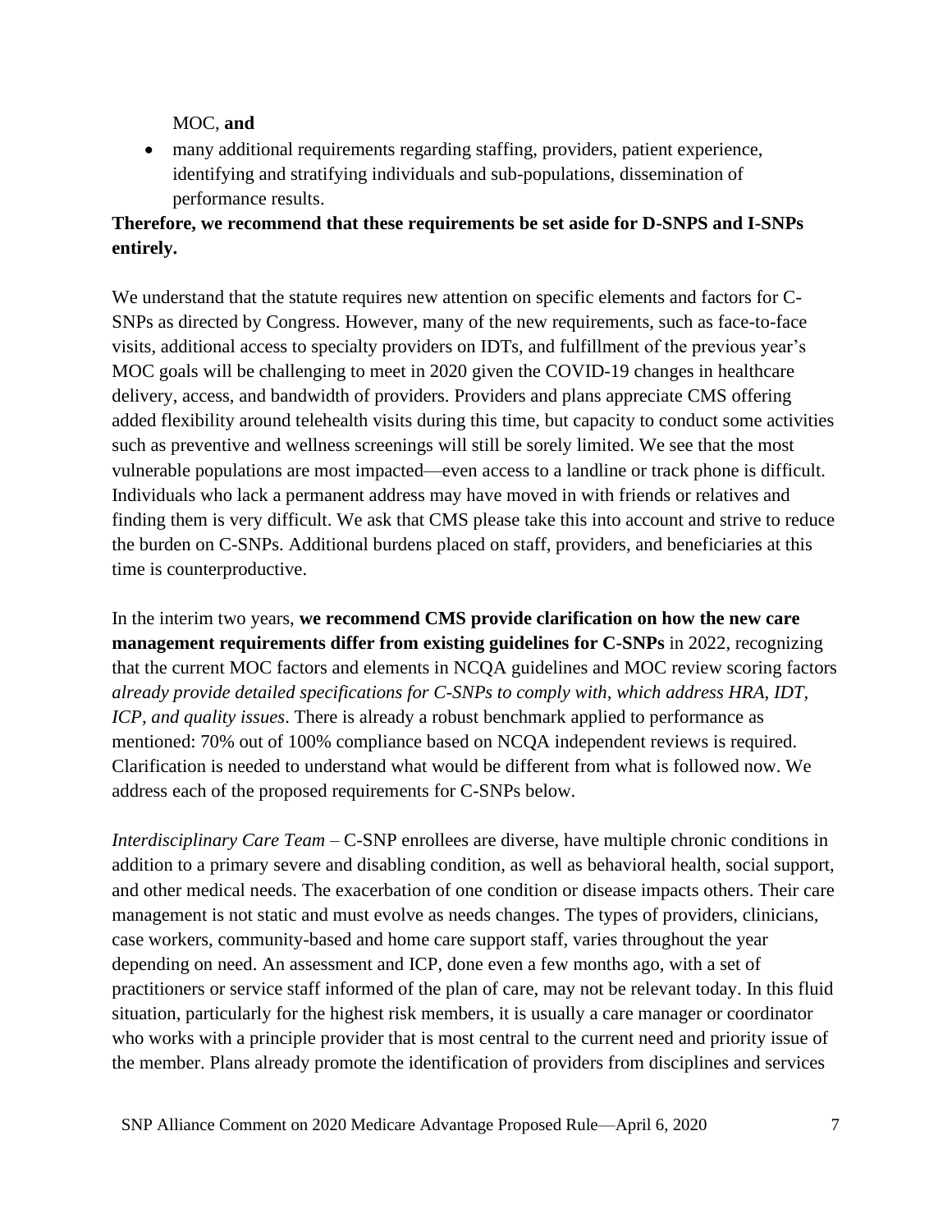MOC, **and**

- many additional requirements regarding staffing, providers, patient experience, identifying and stratifying individuals and sub-populations, dissemination of performance results.

**Therefore, we recommend that these requirements be set aside for D-SNPS and I-SNPs entirely.**

We understand that the statute requires new attention on specific elements and factors for C-SNPs as directed by Congress. However, many of the new requirements, such as face-to-face visits, additional access to specialty providers on IDTs, and fulfillment of the previous year's MOC goals will be challenging to meet in 2020 given the COVID-19 changes in healthcare delivery, access, and bandwidth of providers. Providers and plans appreciate CMS offering added flexibility around telehealth visits during this time, but capacity to conduct some activities such as preventive and wellness screenings will still be sorely limited. We see that the most vulnerable populations are most impacted—even access to a landline or track phone is difficult. Individuals who lack a permanent address may have moved in with friends or relatives and finding them is very difficult. We ask that CMS please take this into account and strive to reduce the burden on C-SNPs. Additional burdens placed on staff, providers, and beneficiaries at this time is counterproductive.

In the interim two years, **we recommend CMS provide clarification on how the new care management requirements differ from existing guidelines for C-SNPs** in 2022, recognizing that the current MOC factors and elements in NCQA guidelines and MOC review scoring factors *already provide detailed specifications for C-SNPs to comply with, which address HRA, IDT, ICP, and quality issues*. There is already a robust benchmark applied to performance as mentioned: 70% out of 100% compliance based on NCQA independent reviews is required. Clarification is needed to understand what would be different from what is followed now. We address each of the proposed requirements for C-SNPs below.

*Interdisciplinary Care Team* – C-SNP enrollees are diverse, have multiple chronic conditions in addition to a primary severe and disabling condition, as well as behavioral health, social support, and other medical needs. The exacerbation of one condition or disease impacts others. Their care management is not static and must evolve as needs changes. The types of providers, clinicians, case workers, community-based and home care support staff, varies throughout the year depending on need. An assessment and ICP, done even a few months ago, with a set of practitioners or service staff informed of the plan of care, may not be relevant today. In this fluid situation, particularly for the highest risk members, it is usually a care manager or coordinator who works with a principle provider that is most central to the current need and priority issue of the member. Plans already promote the identification of providers from disciplines and services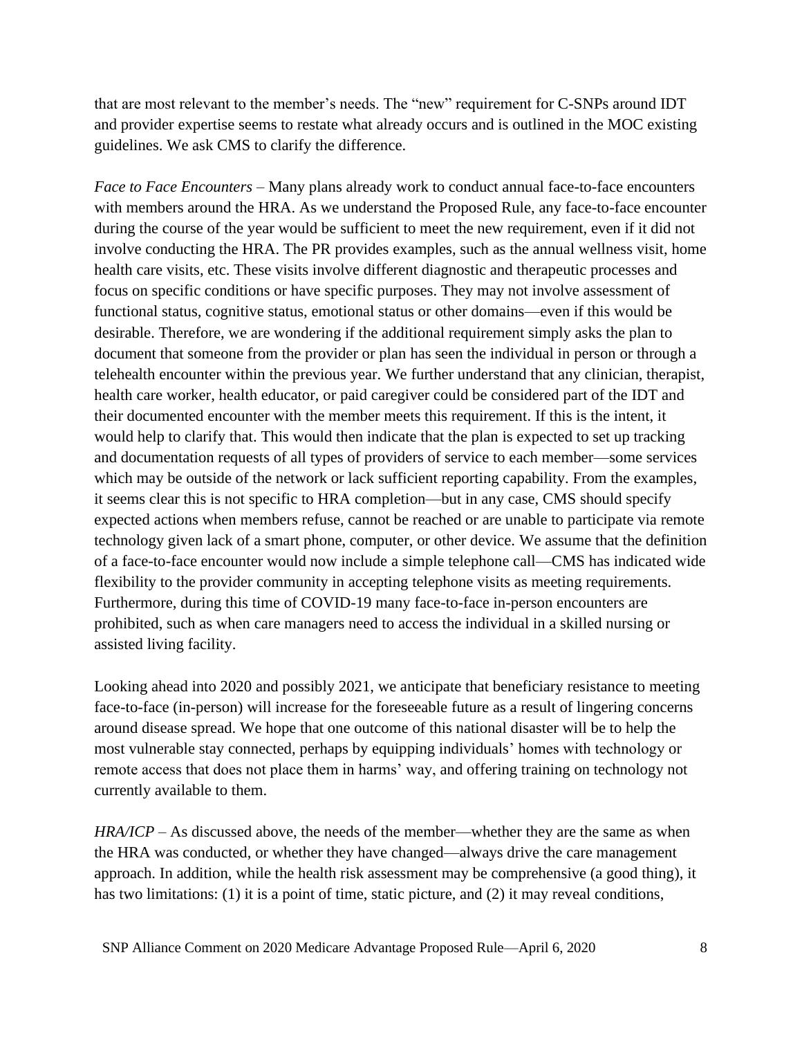that are most relevant to the member's needs. The "new" requirement for C-SNPs around IDT and provider expertise seems to restate what already occurs and is outlined in the MOC existing guidelines. We ask CMS to clarify the difference.

*Face to Face Encounters* – Many plans already work to conduct annual face-to-face encounters with members around the HRA. As we understand the Proposed Rule, any face-to-face encounter during the course of the year would be sufficient to meet the new requirement, even if it did not involve conducting the HRA. The PR provides examples, such as the annual wellness visit, home health care visits, etc. These visits involve different diagnostic and therapeutic processes and focus on specific conditions or have specific purposes. They may not involve assessment of functional status, cognitive status, emotional status or other domains—even if this would be desirable. Therefore, we are wondering if the additional requirement simply asks the plan to document that someone from the provider or plan has seen the individual in person or through a telehealth encounter within the previous year. We further understand that any clinician, therapist, health care worker, health educator, or paid caregiver could be considered part of the IDT and their documented encounter with the member meets this requirement. If this is the intent, it would help to clarify that. This would then indicate that the plan is expected to set up tracking and documentation requests of all types of providers of service to each member—some services which may be outside of the network or lack sufficient reporting capability. From the examples, it seems clear this is not specific to HRA completion—but in any case, CMS should specify expected actions when members refuse, cannot be reached or are unable to participate via remote technology given lack of a smart phone, computer, or other device. We assume that the definition of a face-to-face encounter would now include a simple telephone call—CMS has indicated wide flexibility to the provider community in accepting telephone visits as meeting requirements. Furthermore, during this time of COVID-19 many face-to-face in-person encounters are prohibited, such as when care managers need to access the individual in a skilled nursing or assisted living facility.

Looking ahead into 2020 and possibly 2021, we anticipate that beneficiary resistance to meeting face-to-face (in-person) will increase for the foreseeable future as a result of lingering concerns around disease spread. We hope that one outcome of this national disaster will be to help the most vulnerable stay connected, perhaps by equipping individuals' homes with technology or remote access that does not place them in harms' way, and offering training on technology not currently available to them.

*HRA/ICP* – As discussed above, the needs of the member—whether they are the same as when the HRA was conducted, or whether they have changed—always drive the care management approach. In addition, while the health risk assessment may be comprehensive (a good thing), it has two limitations: (1) it is a point of time, static picture, and (2) it may reveal conditions,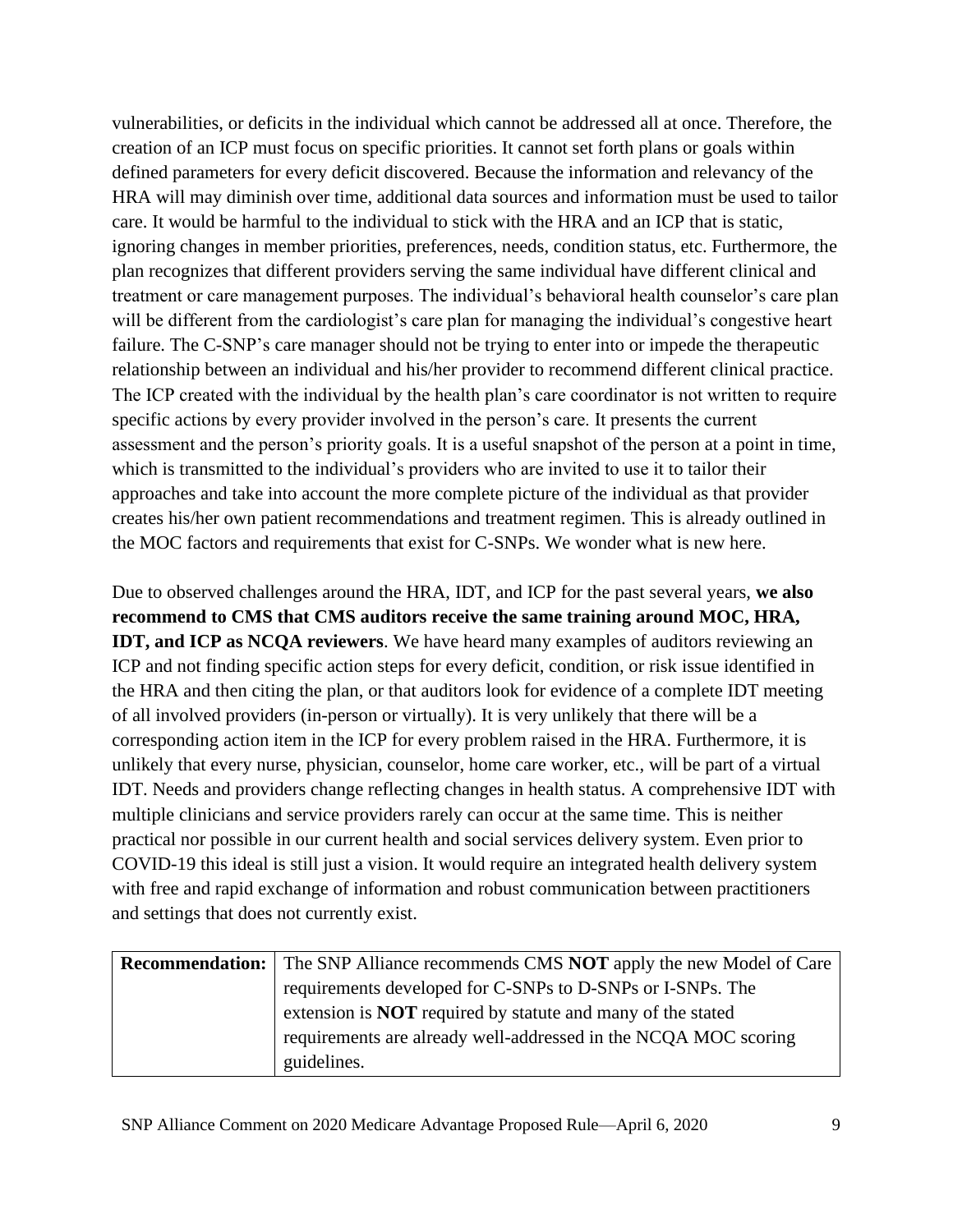vulnerabilities, or deficits in the individual which cannot be addressed all at once. Therefore, the creation of an ICP must focus on specific priorities. It cannot set forth plans or goals within defined parameters for every deficit discovered. Because the information and relevancy of the HRA will may diminish over time, additional data sources and information must be used to tailor care. It would be harmful to the individual to stick with the HRA and an ICP that is static, ignoring changes in member priorities, preferences, needs, condition status, etc. Furthermore, the plan recognizes that different providers serving the same individual have different clinical and treatment or care management purposes. The individual's behavioral health counselor's care plan will be different from the cardiologist's care plan for managing the individual's congestive heart failure. The C-SNP's care manager should not be trying to enter into or impede the therapeutic relationship between an individual and his/her provider to recommend different clinical practice. The ICP created with the individual by the health plan's care coordinator is not written to require specific actions by every provider involved in the person's care. It presents the current assessment and the person's priority goals. It is a useful snapshot of the person at a point in time, which is transmitted to the individual's providers who are invited to use it to tailor their approaches and take into account the more complete picture of the individual as that provider creates his/her own patient recommendations and treatment regimen. This is already outlined in the MOC factors and requirements that exist for C-SNPs. We wonder what is new here.

Due to observed challenges around the HRA, IDT, and ICP for the past several years, **we also recommend to CMS that CMS auditors receive the same training around MOC, HRA, IDT, and ICP as NCQA reviewers**. We have heard many examples of auditors reviewing an ICP and not finding specific action steps for every deficit, condition, or risk issue identified in the HRA and then citing the plan, or that auditors look for evidence of a complete IDT meeting of all involved providers (in-person or virtually). It is very unlikely that there will be a corresponding action item in the ICP for every problem raised in the HRA. Furthermore, it is unlikely that every nurse, physician, counselor, home care worker, etc., will be part of a virtual IDT. Needs and providers change reflecting changes in health status. A comprehensive IDT with multiple clinicians and service providers rarely can occur at the same time. This is neither practical nor possible in our current health and social services delivery system. Even prior to COVID-19 this ideal is still just a vision. It would require an integrated health delivery system with free and rapid exchange of information and robust communication between practitioners and settings that does not currently exist.

| **Recommendation:** | The SNP Alliance recommends CMS **NOT** apply the new Model of Care requirements developed for C-SNPs to D-SNPs or I-SNPs. The extension is **NOT** required by statute and many of the stated requirements are already well-addressed in the NCQA MOC scoring guidelines. |
|---|---|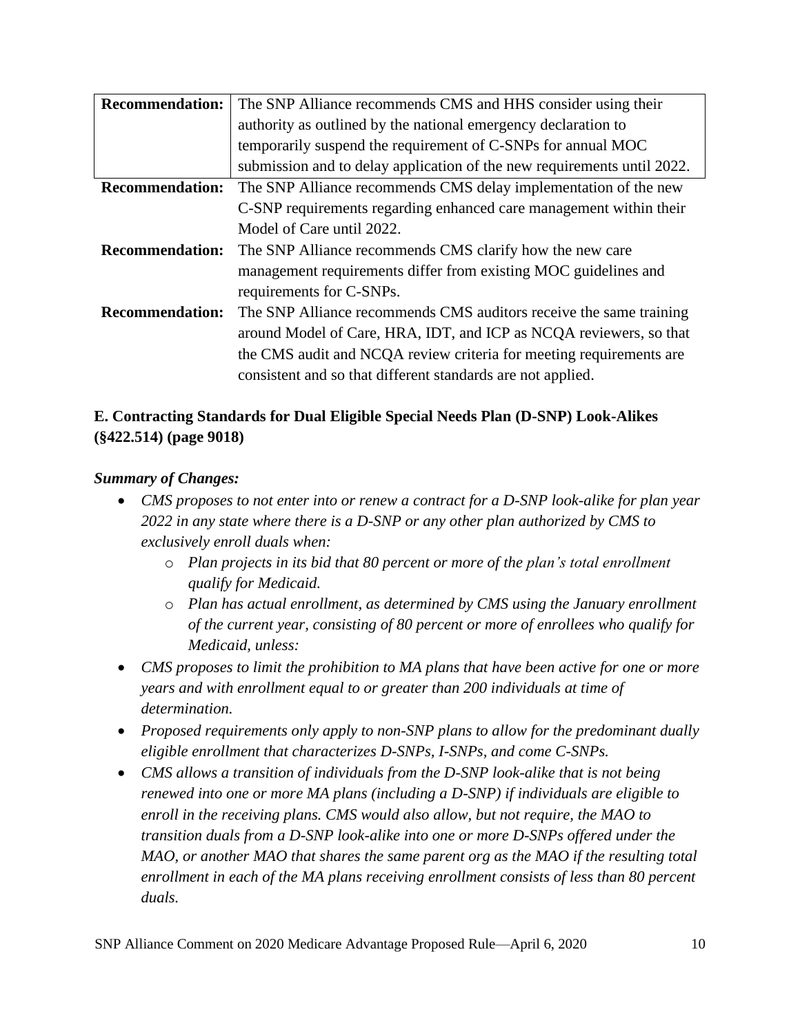| Recommendation: | The SNP Alliance recommends CMS and HHS consider using their authority as outlined by the national emergency declaration to temporarily suspend the requirement of C-SNPs for annual MOC submission and to delay application of the new requirements until 2022. |
|---|---|
| **Recommendation:** | The SNP Alliance recommends CMS delay implementation of the new C-SNP requirements regarding enhanced care management within their Model of Care until 2022. |
| **Recommendation:** | The SNP Alliance recommends CMS clarify how the new care management requirements differ from existing MOC guidelines and requirements for C-SNPs. |
| **Recommendation:** | The SNP Alliance recommends CMS auditors receive the same training around Model of Care, HRA, IDT, and ICP as NCQA reviewers, so that the CMS audit and NCQA review criteria for meeting requirements are consistent and so that different standards are not applied. |

### E. Contracting Standards for Dual Eligible Special Needs Plan (D-SNP) Look-Alikes (§422.514) (page 9018)

***Summary of Changes:***

- *CMS proposes to not enter into or renew a contract for a D-SNP look-alike for plan year 2022 in any state where there is a D-SNP or any other plan authorized by CMS to exclusively enroll duals when:*
  - *Plan projects in its bid that 80 percent or more of the plan's total enrollment qualify for Medicaid.*
  - *Plan has actual enrollment, as determined by CMS using the January enrollment of the current year, consisting of 80 percent or more of enrollees who qualify for Medicaid, unless:*
- *CMS proposes to limit the prohibition to MA plans that have been active for one or more years and with enrollment equal to or greater than 200 individuals at time of determination.*
- *Proposed requirements only apply to non-SNP plans to allow for the predominant dually eligible enrollment that characterizes D-SNPs, I-SNPs, and come C-SNPs.*
- *CMS allows a transition of individuals from the D-SNP look-alike that is not being renewed into one or more MA plans (including a D-SNP) if individuals are eligible to enroll in the receiving plans. CMS would also allow, but not require, the MAO to transition duals from a D-SNP look-alike into one or more D-SNPs offered under the MAO, or another MAO that shares the same parent org as the MAO if the resulting total enrollment in each of the MA plans receiving enrollment consists of less than 80 percent duals.*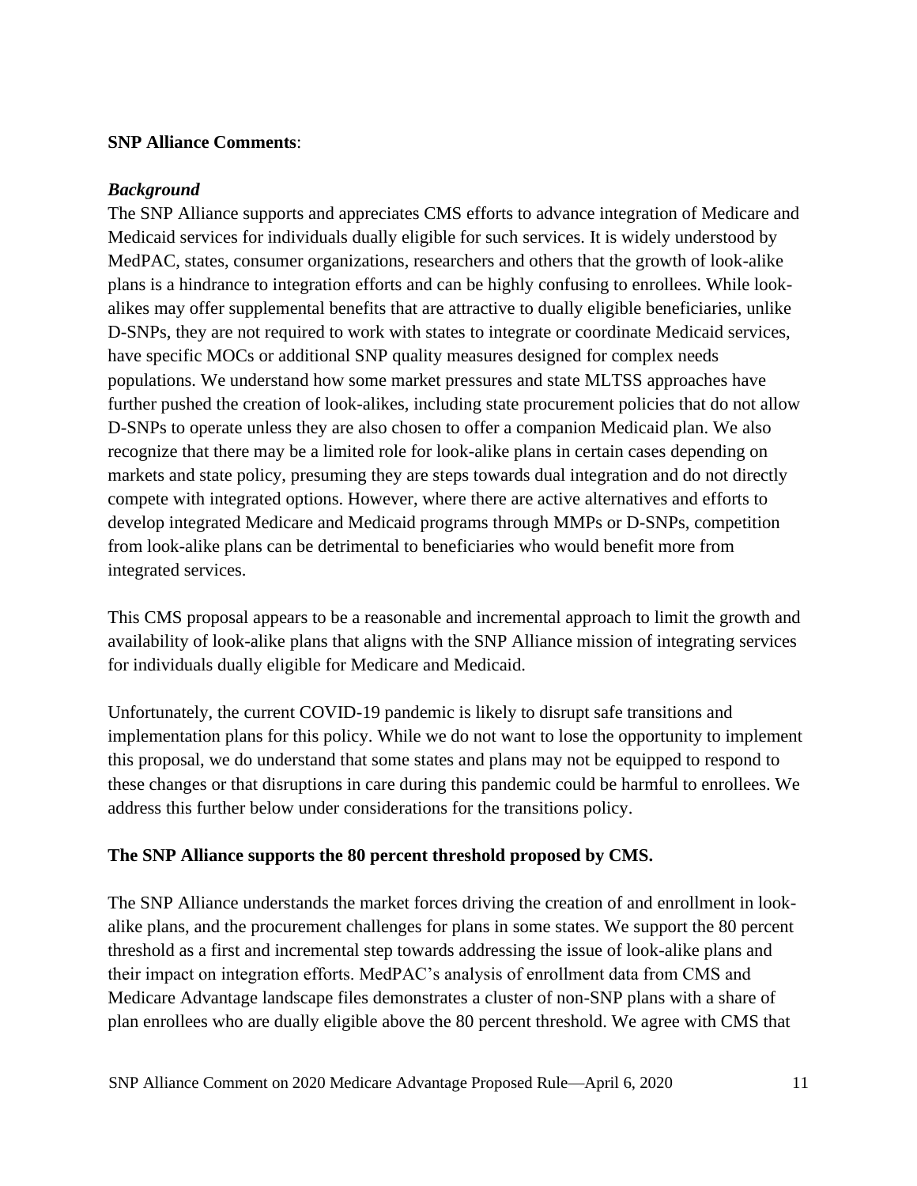**SNP Alliance Comments**:

***Background***

The SNP Alliance supports and appreciates CMS efforts to advance integration of Medicare and Medicaid services for individuals dually eligible for such services. It is widely understood by MedPAC, states, consumer organizations, researchers and others that the growth of look-alike plans is a hindrance to integration efforts and can be highly confusing to enrollees. While look-alikes may offer supplemental benefits that are attractive to dually eligible beneficiaries, unlike D-SNPs, they are not required to work with states to integrate or coordinate Medicaid services, have specific MOCs or additional SNP quality measures designed for complex needs populations. We understand how some market pressures and state MLTSS approaches have further pushed the creation of look-alikes, including state procurement policies that do not allow D-SNPs to operate unless they are also chosen to offer a companion Medicaid plan. We also recognize that there may be a limited role for look-alike plans in certain cases depending on markets and state policy, presuming they are steps towards dual integration and do not directly compete with integrated options. However, where there are active alternatives and efforts to develop integrated Medicare and Medicaid programs through MMPs or D-SNPs, competition from look-alike plans can be detrimental to beneficiaries who would benefit more from integrated services.

This CMS proposal appears to be a reasonable and incremental approach to limit the growth and availability of look-alike plans that aligns with the SNP Alliance mission of integrating services for individuals dually eligible for Medicare and Medicaid.

Unfortunately, the current COVID-19 pandemic is likely to disrupt safe transitions and implementation plans for this policy. While we do not want to lose the opportunity to implement this proposal, we do understand that some states and plans may not be equipped to respond to these changes or that disruptions in care during this pandemic could be harmful to enrollees. We address this further below under considerations for the transitions policy.

**The SNP Alliance supports the 80 percent threshold proposed by CMS.**

The SNP Alliance understands the market forces driving the creation of and enrollment in look-alike plans, and the procurement challenges for plans in some states. We support the 80 percent threshold as a first and incremental step towards addressing the issue of look-alike plans and their impact on integration efforts. MedPAC's analysis of enrollment data from CMS and Medicare Advantage landscape files demonstrates a cluster of non-SNP plans with a share of plan enrollees who are dually eligible above the 80 percent threshold. We agree with CMS that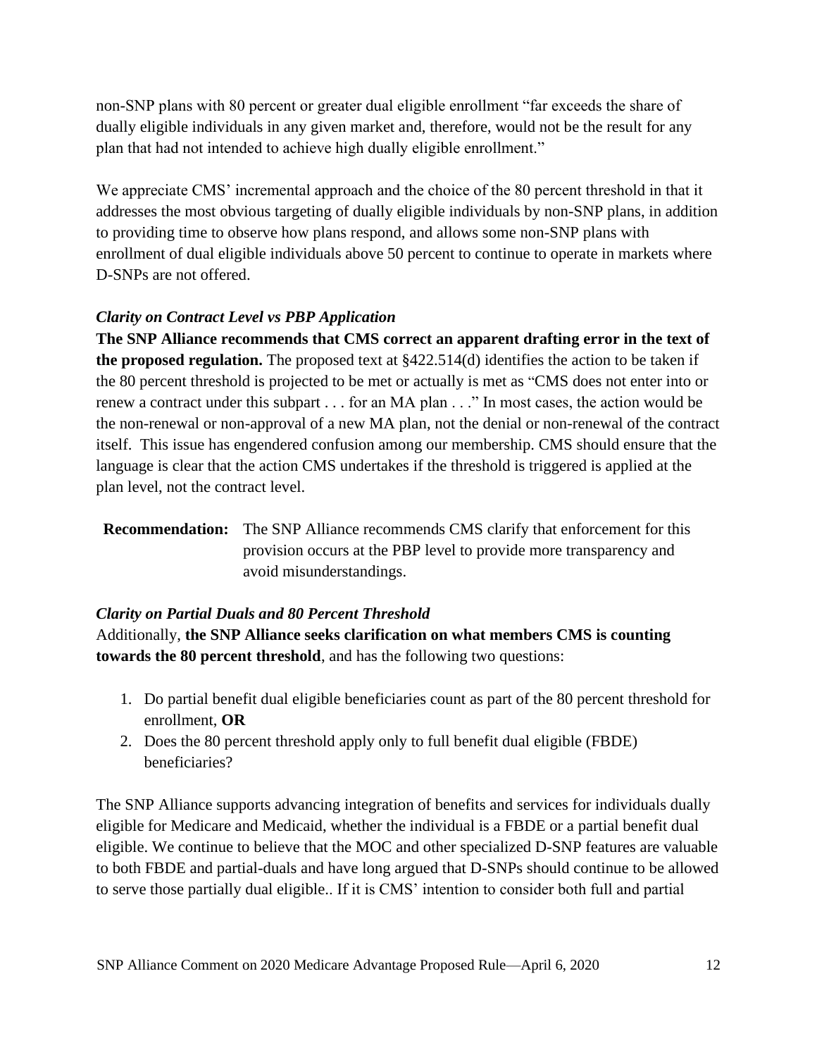non-SNP plans with 80 percent or greater dual eligible enrollment "far exceeds the share of dually eligible individuals in any given market and, therefore, would not be the result for any plan that had not intended to achieve high dually eligible enrollment."

We appreciate CMS' incremental approach and the choice of the 80 percent threshold in that it addresses the most obvious targeting of dually eligible individuals by non-SNP plans, in addition to providing time to observe how plans respond, and allows some non-SNP plans with enrollment of dual eligible individuals above 50 percent to continue to operate in markets where D-SNPs are not offered.

### *Clarity on Contract Level vs PBP Application*

**The SNP Alliance recommends that CMS correct an apparent drafting error in the text of the proposed regulation.** The proposed text at §422.514(d) identifies the action to be taken if the 80 percent threshold is projected to be met or actually is met as "CMS does not enter into or renew a contract under this subpart . . . for an MA plan . . ." In most cases, the action would be the non-renewal or non-approval of a new MA plan, not the denial or non-renewal of the contract itself. This issue has engendered confusion among our membership. CMS should ensure that the language is clear that the action CMS undertakes if the threshold is triggered is applied at the plan level, not the contract level.

**Recommendation:** The SNP Alliance recommends CMS clarify that enforcement for this provision occurs at the PBP level to provide more transparency and avoid misunderstandings.

### *Clarity on Partial Duals and 80 Percent Threshold*

Additionally, **the SNP Alliance seeks clarification on what members CMS is counting towards the 80 percent threshold**, and has the following two questions:

1. Do partial benefit dual eligible beneficiaries count as part of the 80 percent threshold for enrollment, **OR**
2. Does the 80 percent threshold apply only to full benefit dual eligible (FBDE) beneficiaries?

The SNP Alliance supports advancing integration of benefits and services for individuals dually eligible for Medicare and Medicaid, whether the individual is a FBDE or a partial benefit dual eligible. We continue to believe that the MOC and other specialized D-SNP features are valuable to both FBDE and partial-duals and have long argued that D-SNPs should continue to be allowed to serve those partially dual eligible.. If it is CMS' intention to consider both full and partial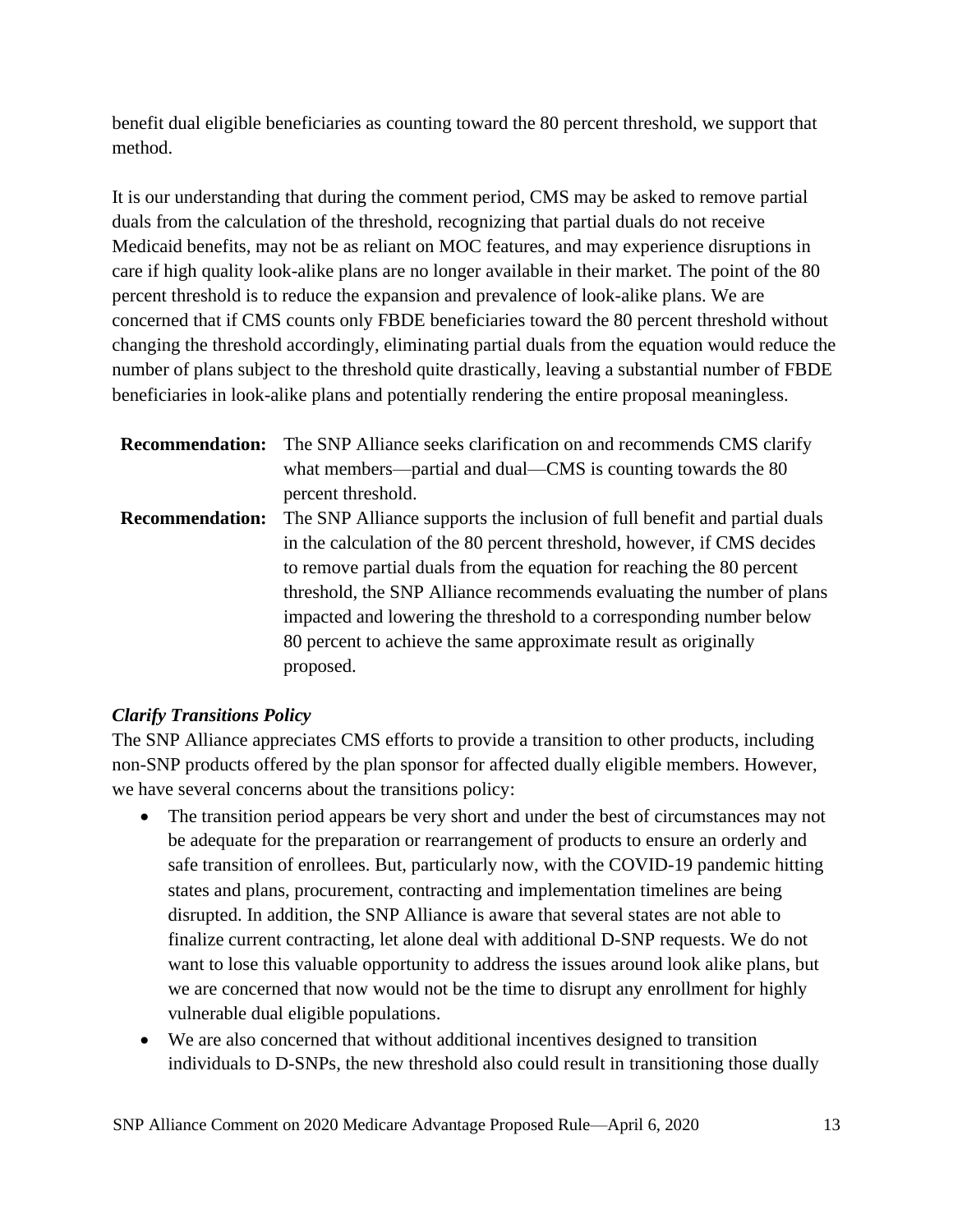benefit dual eligible beneficiaries as counting toward the 80 percent threshold, we support that method.

It is our understanding that during the comment period, CMS may be asked to remove partial duals from the calculation of the threshold, recognizing that partial duals do not receive Medicaid benefits, may not be as reliant on MOC features, and may experience disruptions in care if high quality look-alike plans are no longer available in their market. The point of the 80 percent threshold is to reduce the expansion and prevalence of look-alike plans. We are concerned that if CMS counts only FBDE beneficiaries toward the 80 percent threshold without changing the threshold accordingly, eliminating partial duals from the equation would reduce the number of plans subject to the threshold quite drastically, leaving a substantial number of FBDE beneficiaries in look-alike plans and potentially rendering the entire proposal meaningless.

**Recommendation:** The SNP Alliance seeks clarification on and recommends CMS clarify what members—partial and dual—CMS is counting towards the 80 percent threshold.

**Recommendation:** The SNP Alliance supports the inclusion of full benefit and partial duals in the calculation of the 80 percent threshold, however, if CMS decides to remove partial duals from the equation for reaching the 80 percent threshold, the SNP Alliance recommends evaluating the number of plans impacted and lowering the threshold to a corresponding number below 80 percent to achieve the same approximate result as originally proposed.

***Clarify Transitions Policy***

The SNP Alliance appreciates CMS efforts to provide a transition to other products, including non-SNP products offered by the plan sponsor for affected dually eligible members. However, we have several concerns about the transitions policy:

- The transition period appears be very short and under the best of circumstances may not be adequate for the preparation or rearrangement of products to ensure an orderly and safe transition of enrollees. But, particularly now, with the COVID-19 pandemic hitting states and plans, procurement, contracting and implementation timelines are being disrupted. In addition, the SNP Alliance is aware that several states are not able to finalize current contracting, let alone deal with additional D-SNP requests. We do not want to lose this valuable opportunity to address the issues around look alike plans, but we are concerned that now would not be the time to disrupt any enrollment for highly vulnerable dual eligible populations.
- We are also concerned that without additional incentives designed to transition individuals to D-SNPs, the new threshold also could result in transitioning those dually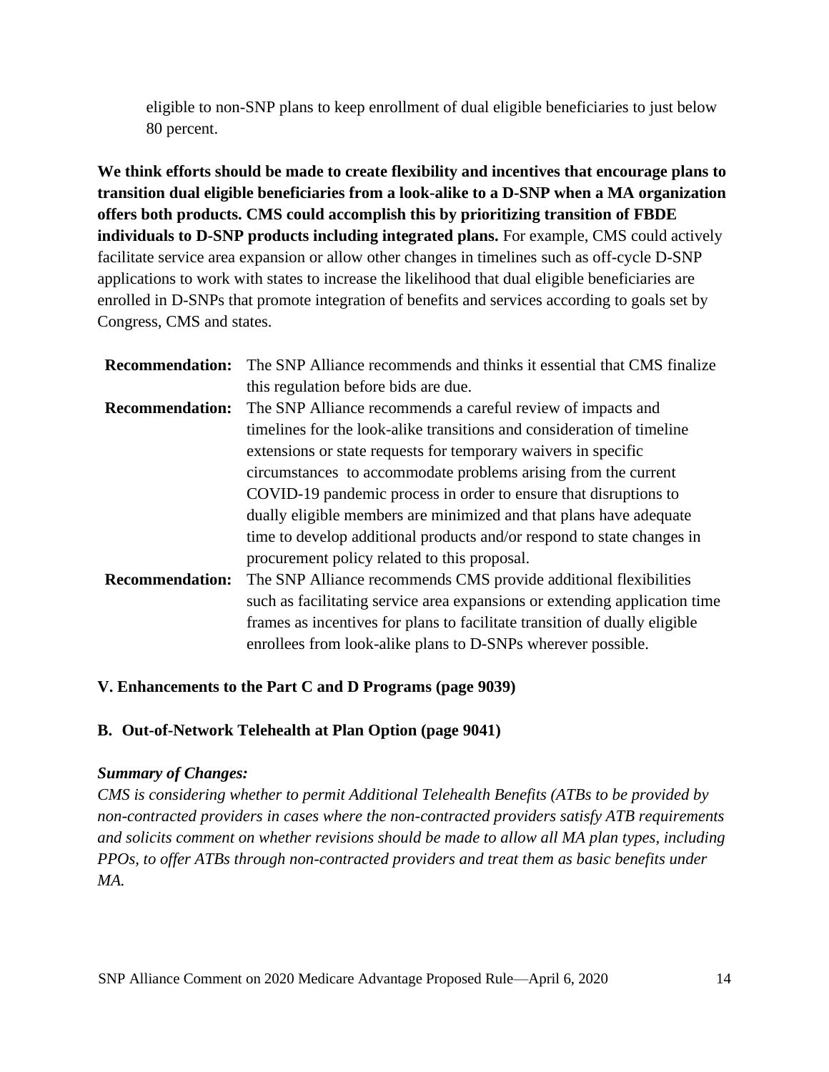eligible to non-SNP plans to keep enrollment of dual eligible beneficiaries to just below 80 percent.

**We think efforts should be made to create flexibility and incentives that encourage plans to transition dual eligible beneficiaries from a look-alike to a D-SNP when a MA organization offers both products. CMS could accomplish this by prioritizing transition of FBDE individuals to D-SNP products including integrated plans.** For example, CMS could actively facilitate service area expansion or allow other changes in timelines such as off-cycle D-SNP applications to work with states to increase the likelihood that dual eligible beneficiaries are enrolled in D-SNPs that promote integration of benefits and services according to goals set by Congress, CMS and states.

**Recommendation:** The SNP Alliance recommends and thinks it essential that CMS finalize this regulation before bids are due.

**Recommendation:** The SNP Alliance recommends a careful review of impacts and timelines for the look-alike transitions and consideration of timeline extensions or state requests for temporary waivers in specific circumstances to accommodate problems arising from the current COVID-19 pandemic process in order to ensure that disruptions to dually eligible members are minimized and that plans have adequate time to develop additional products and/or respond to state changes in procurement policy related to this proposal.

**Recommendation:** The SNP Alliance recommends CMS provide additional flexibilities such as facilitating service area expansions or extending application time frames as incentives for plans to facilitate transition of dually eligible enrollees from look-alike plans to D-SNPs wherever possible.

## V. Enhancements to the Part C and D Programs (page 9039)

### B. Out-of-Network Telehealth at Plan Option (page 9041)

***Summary of Changes:***

*CMS is considering whether to permit Additional Telehealth Benefits (ATBs to be provided by non-contracted providers in cases where the non-contracted providers satisfy ATB requirements and solicits comment on whether revisions should be made to allow all MA plan types, including PPOs, to offer ATBs through non-contracted providers and treat them as basic benefits under MA.*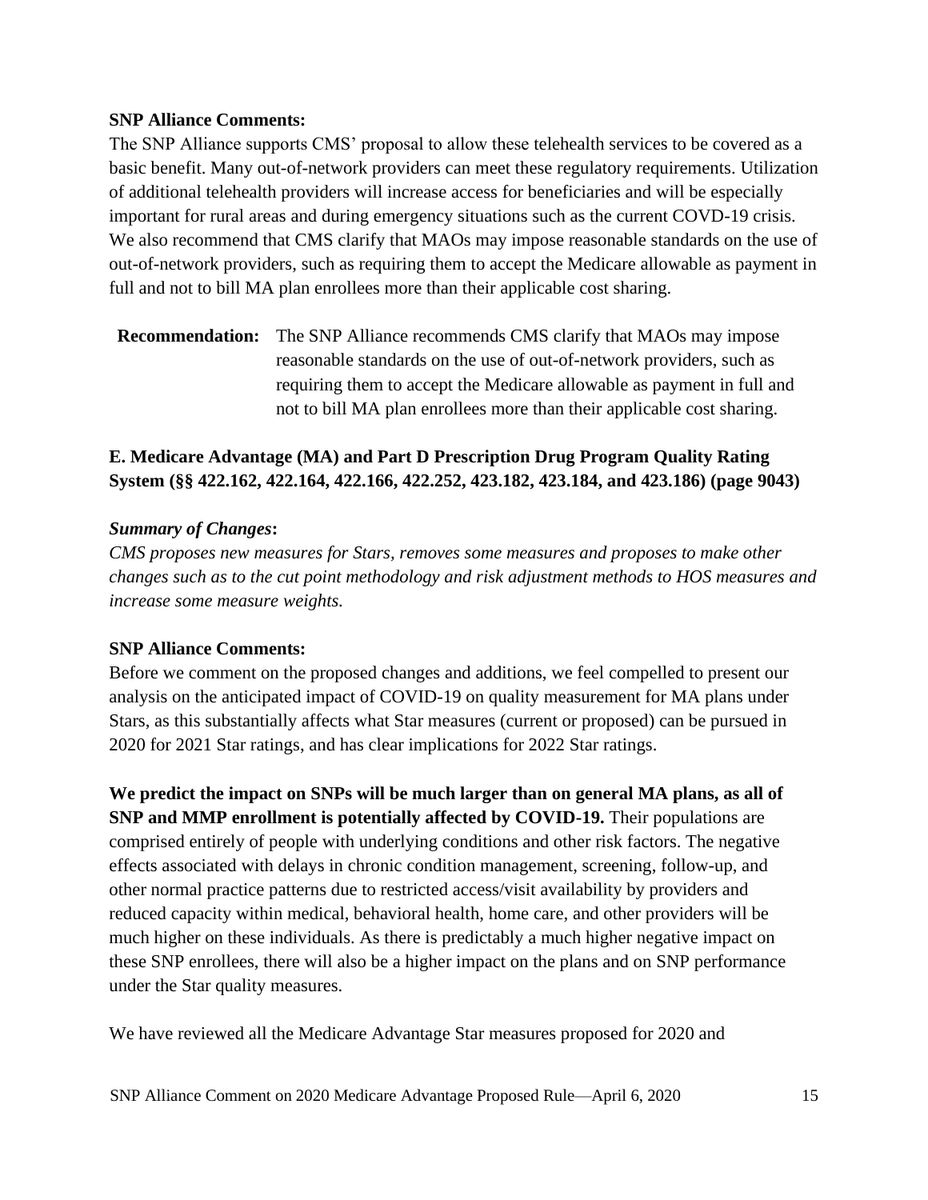**SNP Alliance Comments:**

The SNP Alliance supports CMS' proposal to allow these telehealth services to be covered as a basic benefit. Many out-of-network providers can meet these regulatory requirements. Utilization of additional telehealth providers will increase access for beneficiaries and will be especially important for rural areas and during emergency situations such as the current COVD-19 crisis. We also recommend that CMS clarify that MAOs may impose reasonable standards on the use of out-of-network providers, such as requiring them to accept the Medicare allowable as payment in full and not to bill MA plan enrollees more than their applicable cost sharing.

**Recommendation:** The SNP Alliance recommends CMS clarify that MAOs may impose reasonable standards on the use of out-of-network providers, such as requiring them to accept the Medicare allowable as payment in full and not to bill MA plan enrollees more than their applicable cost sharing.

### E. Medicare Advantage (MA) and Part D Prescription Drug Program Quality Rating System (§§ 422.162, 422.164, 422.166, 422.252, 423.182, 423.184, and 423.186) (page 9043)

***Summary of Changes*:**

*CMS proposes new measures for Stars, removes some measures and proposes to make other changes such as to the cut point methodology and risk adjustment methods to HOS measures and increase some measure weights.*

**SNP Alliance Comments:**

Before we comment on the proposed changes and additions, we feel compelled to present our analysis on the anticipated impact of COVID-19 on quality measurement for MA plans under Stars, as this substantially affects what Star measures (current or proposed) can be pursued in 2020 for 2021 Star ratings, and has clear implications for 2022 Star ratings.

**We predict the impact on SNPs will be much larger than on general MA plans, as all of SNP and MMP enrollment is potentially affected by COVID-19.** Their populations are comprised entirely of people with underlying conditions and other risk factors. The negative effects associated with delays in chronic condition management, screening, follow-up, and other normal practice patterns due to restricted access/visit availability by providers and reduced capacity within medical, behavioral health, home care, and other providers will be much higher on these individuals. As there is predictably a much higher negative impact on these SNP enrollees, there will also be a higher impact on the plans and on SNP performance under the Star quality measures.

We have reviewed all the Medicare Advantage Star measures proposed for 2020 and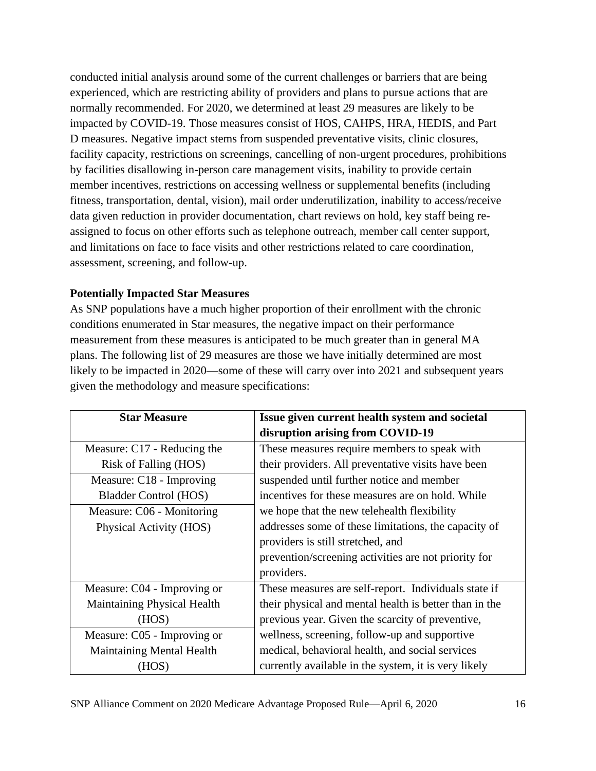conducted initial analysis around some of the current challenges or barriers that are being experienced, which are restricting ability of providers and plans to pursue actions that are normally recommended. For 2020, we determined at least 29 measures are likely to be impacted by COVID-19. Those measures consist of HOS, CAHPS, HRA, HEDIS, and Part D measures. Negative impact stems from suspended preventative visits, clinic closures, facility capacity, restrictions on screenings, cancelling of non-urgent procedures, prohibitions by facilities disallowing in-person care management visits, inability to provide certain member incentives, restrictions on accessing wellness or supplemental benefits (including fitness, transportation, dental, vision), mail order underutilization, inability to access/receive data given reduction in provider documentation, chart reviews on hold, key staff being re-assigned to focus on other efforts such as telephone outreach, member call center support, and limitations on face to face visits and other restrictions related to care coordination, assessment, screening, and follow-up.

**Potentially Impacted Star Measures**

As SNP populations have a much higher proportion of their enrollment with the chronic conditions enumerated in Star measures, the negative impact on their performance measurement from these measures is anticipated to be much greater than in general MA plans. The following list of 29 measures are those we have initially determined are most likely to be impacted in 2020—some of these will carry over into 2021 and subsequent years given the methodology and measure specifications:

| Star Measure | Issue given current health system and societal disruption arising from COVID-19 |
|---|---|
| Measure: C17 - Reducing the Risk of Falling (HOS)<br>Measure: C18 - Improving Bladder Control (HOS)<br>Measure: C06 - Monitoring Physical Activity (HOS) | These measures require members to speak with their providers. All preventative visits have been suspended until further notice and member incentives for these measures are on hold. While we hope that the new telehealth flexibility addresses some of these limitations, the capacity of providers is still stretched, and prevention/screening activities are not priority for providers. |
| Measure: C04 - Improving or Maintaining Physical Health (HOS)<br>Measure: C05 - Improving or Maintaining Mental Health (HOS) | These measures are self-report. Individuals state if their physical and mental health is better than in the previous year. Given the scarcity of preventive, wellness, screening, follow-up and supportive medical, behavioral health, and social services currently available in the system, it is very likely |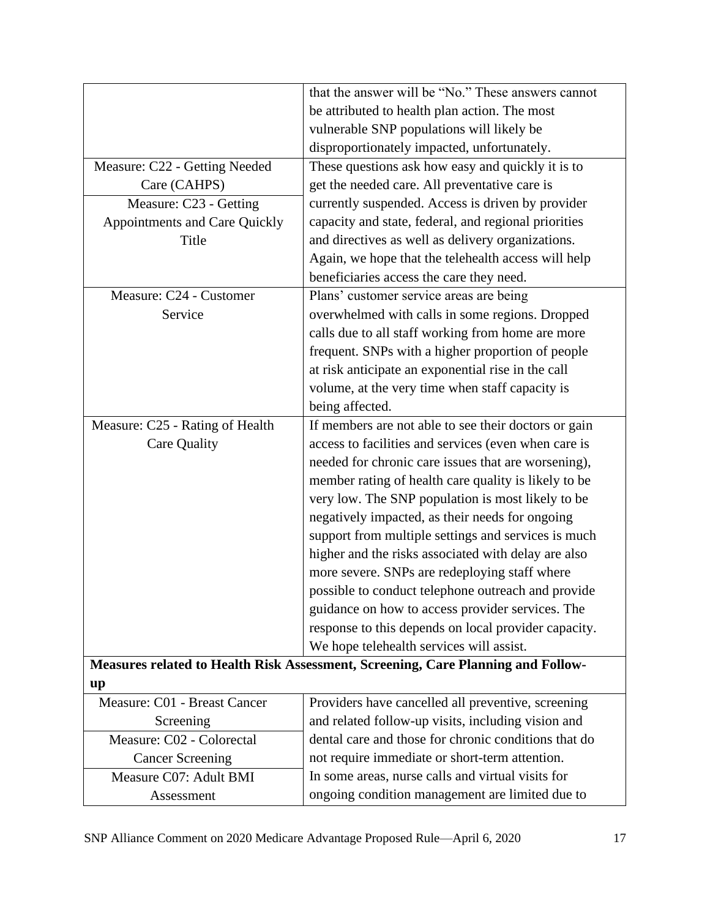| | |
|---|---|
| | that the answer will be "No." These answers cannot be attributed to health plan action. The most vulnerable SNP populations will likely be disproportionately impacted, unfortunately. |
| Measure: C22 - Getting Needed Care (CAHPS)<br>Measure: C23 - Getting Appointments and Care Quickly Title | These questions ask how easy and quickly it is to get the needed care. All preventative care is currently suspended. Access is driven by provider capacity and state, federal, and regional priorities and directives as well as delivery organizations. Again, we hope that the telehealth access will help beneficiaries access the care they need. |
| Measure: C24 - Customer Service | Plans' customer service areas are being overwhelmed with calls in some regions. Dropped calls due to all staff working from home are more frequent. SNPs with a higher proportion of people at risk anticipate an exponential rise in the call volume, at the very time when staff capacity is being affected. |
| Measure: C25 - Rating of Health Care Quality | If members are not able to see their doctors or gain access to facilities and services (even when care is needed for chronic care issues that are worsening), member rating of health care quality is likely to be very low. The SNP population is most likely to be negatively impacted, as their needs for ongoing support from multiple settings and services is much higher and the risks associated with delay are also more severe. SNPs are redeploying staff where possible to conduct telephone outreach and provide guidance on how to access provider services. The response to this depends on local provider capacity. We hope telehealth services will assist. |
| **Measures related to Health Risk Assessment, Screening, Care Planning and Follow-up** | |
| Measure: C01 - Breast Cancer Screening<br>Measure: C02 - Colorectal Cancer Screening<br>Measure C07: Adult BMI Assessment | Providers have cancelled all preventive, screening and related follow-up visits, including vision and dental care and those for chronic conditions that do not require immediate or short-term attention. In some areas, nurse calls and virtual visits for ongoing condition management are limited due to |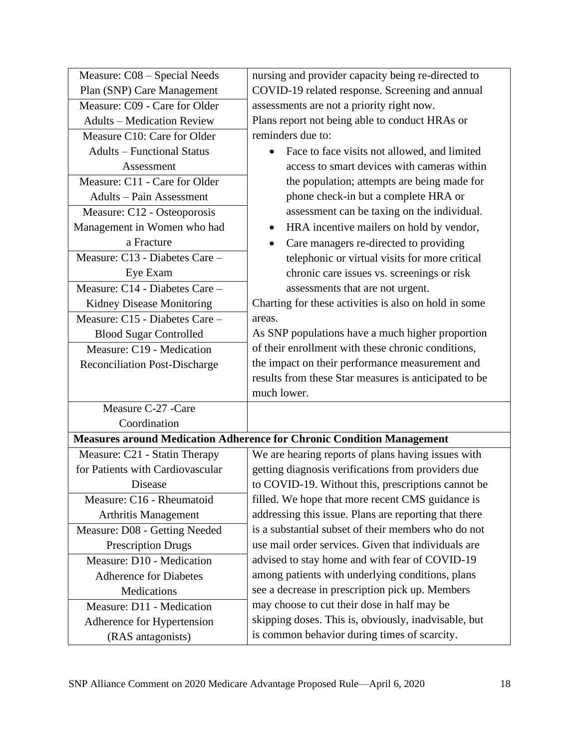| | |
|---|---|
| Measure: C08 – Special Needs Plan (SNP) Care Management | nursing and provider capacity being re-directed to COVID-19 related response. Screening and annual assessments are not a priority right now.<br>Plans report not being able to conduct HRAs or reminders due to:<br>• Face to face visits not allowed, and limited access to smart devices with cameras within the population; attempts are being made for phone check-in but a complete HRA or assessment can be taxing on the individual.<br>• HRA incentive mailers on hold by vendor,<br>• Care managers re-directed to providing telephonic or virtual visits for more critical chronic care issues vs. screenings or risk assessments that are not urgent.<br>Charting for these activities is also on hold in some areas.<br>As SNP populations have a much higher proportion of their enrollment with these chronic conditions, the impact on their performance measurement and results from these Star measures is anticipated to be much lower. |
| Measure: C09 - Care for Older Adults – Medication Review | |
| Measure C10: Care for Older Adults – Functional Status Assessment | |
| Measure: C11 - Care for Older Adults – Pain Assessment | |
| Measure: C12 - Osteoporosis Management in Women who had a Fracture | |
| Measure: C13 - Diabetes Care – Eye Exam | |
| Measure: C14 - Diabetes Care – Kidney Disease Monitoring | |
| Measure: C15 - Diabetes Care – Blood Sugar Controlled | |
| Measure: C19 - Medication Reconciliation Post-Discharge | |
| Measure C-27 -Care Coordination | |
| **Measures around Medication Adherence for Chronic Condition Management** | |
| Measure: C21 - Statin Therapy for Patients with Cardiovascular Disease | We are hearing reports of plans having issues with getting diagnosis verifications from providers due to COVID-19. Without this, prescriptions cannot be filled. We hope that more recent CMS guidance is addressing this issue. Plans are reporting that there is a substantial subset of their members who do not use mail order services. Given that individuals are advised to stay home and with fear of COVID-19 among patients with underlying conditions, plans see a decrease in prescription pick up. Members may choose to cut their dose in half may be skipping doses. This is, obviously, inadvisable, but is common behavior during times of scarcity. |
| Measure: C16 - Rheumatoid Arthritis Management | |
| Measure: D08 - Getting Needed Prescription Drugs | |
| Measure: D10 - Medication Adherence for Diabetes Medications | |
| Measure: D11 - Medication Adherence for Hypertension (RAS antagonists) | |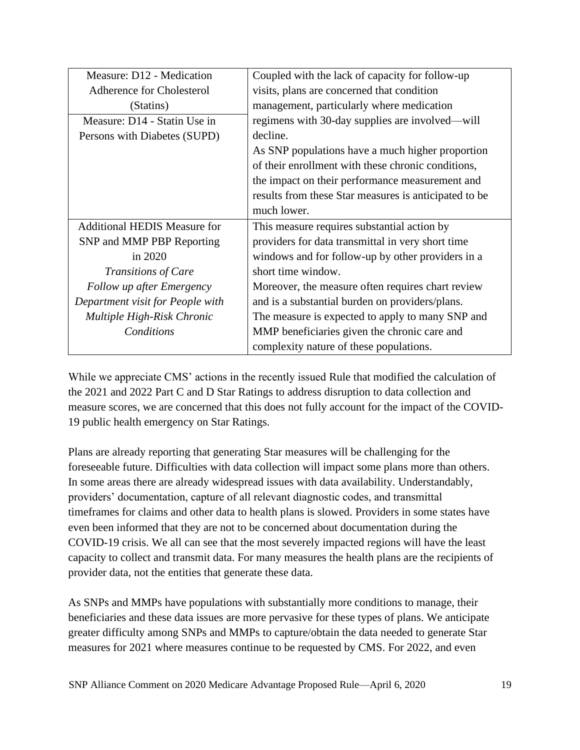| | |
|---|---|
| Measure: D12 - Medication Adherence for Cholesterol (Statins)<br>Measure: D14 - Statin Use in Persons with Diabetes (SUPD) | Coupled with the lack of capacity for follow-up visits, plans are concerned that condition management, particularly where medication regimens with 30-day supplies are involved—will decline.<br>As SNP populations have a much higher proportion of their enrollment with these chronic conditions, the impact on their performance measurement and results from these Star measures is anticipated to be much lower. |
| Additional HEDIS Measure for SNP and MMP PBP Reporting in 2020<br>*Transitions of Care*<br>*Follow up after Emergency Department visit for People with Multiple High-Risk Chronic Conditions* | This measure requires substantial action by providers for data transmittal in very short time windows and for follow-up by other providers in a short time window.<br>Moreover, the measure often requires chart review and is a substantial burden on providers/plans.<br>The measure is expected to apply to many SNP and MMP beneficiaries given the chronic care and complexity nature of these populations. |

While we appreciate CMS' actions in the recently issued Rule that modified the calculation of the 2021 and 2022 Part C and D Star Ratings to address disruption to data collection and measure scores, we are concerned that this does not fully account for the impact of the COVID-19 public health emergency on Star Ratings.

Plans are already reporting that generating Star measures will be challenging for the foreseeable future. Difficulties with data collection will impact some plans more than others. In some areas there are already widespread issues with data availability. Understandably, providers' documentation, capture of all relevant diagnostic codes, and transmittal timeframes for claims and other data to health plans is slowed. Providers in some states have even been informed that they are not to be concerned about documentation during the COVID-19 crisis. We all can see that the most severely impacted regions will have the least capacity to collect and transmit data. For many measures the health plans are the recipients of provider data, not the entities that generate these data.

As SNPs and MMPs have populations with substantially more conditions to manage, their beneficiaries and these data issues are more pervasive for these types of plans. We anticipate greater difficulty among SNPs and MMPs to capture/obtain the data needed to generate Star measures for 2021 where measures continue to be requested by CMS. For 2022, and even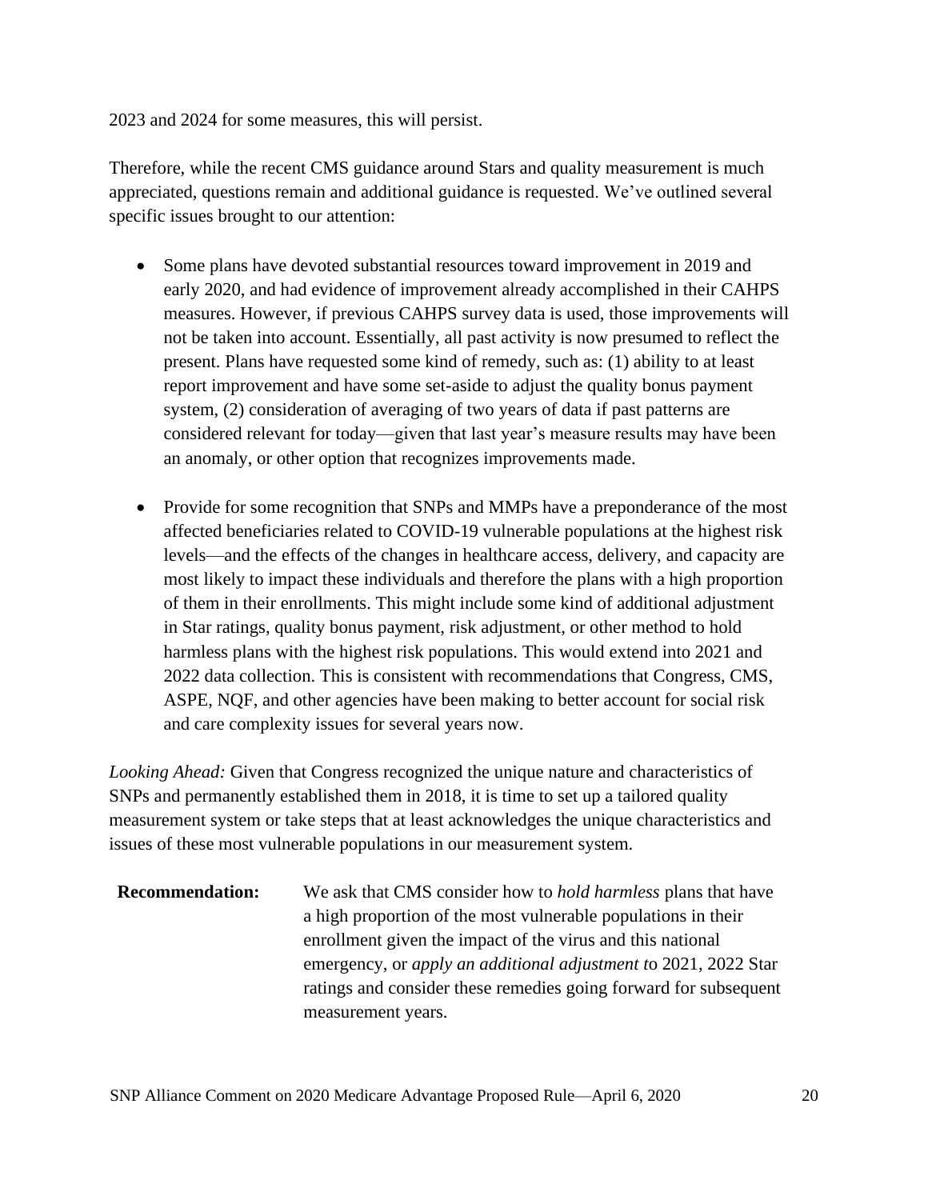2023 and 2024 for some measures, this will persist.

Therefore, while the recent CMS guidance around Stars and quality measurement is much appreciated, questions remain and additional guidance is requested. We've outlined several specific issues brought to our attention:

- Some plans have devoted substantial resources toward improvement in 2019 and early 2020, and had evidence of improvement already accomplished in their CAHPS measures. However, if previous CAHPS survey data is used, those improvements will not be taken into account. Essentially, all past activity is now presumed to reflect the present. Plans have requested some kind of remedy, such as: (1) ability to at least report improvement and have some set-aside to adjust the quality bonus payment system, (2) consideration of averaging of two years of data if past patterns are considered relevant for today—given that last year's measure results may have been an anomaly, or other option that recognizes improvements made.

- Provide for some recognition that SNPs and MMPs have a preponderance of the most affected beneficiaries related to COVID-19 vulnerable populations at the highest risk levels—and the effects of the changes in healthcare access, delivery, and capacity are most likely to impact these individuals and therefore the plans with a high proportion of them in their enrollments. This might include some kind of additional adjustment in Star ratings, quality bonus payment, risk adjustment, or other method to hold harmless plans with the highest risk populations. This would extend into 2021 and 2022 data collection. This is consistent with recommendations that Congress, CMS, ASPE, NQF, and other agencies have been making to better account for social risk and care complexity issues for several years now.

*Looking Ahead:* Given that Congress recognized the unique nature and characteristics of SNPs and permanently established them in 2018, it is time to set up a tailored quality measurement system or take steps that at least acknowledges the unique characteristics and issues of these most vulnerable populations in our measurement system.

**Recommendation:** We ask that CMS consider how to *hold harmless* plans that have a high proportion of the most vulnerable populations in their enrollment given the impact of the virus and this national emergency, or *apply an additional adjustment t*o 2021, 2022 Star ratings and consider these remedies going forward for subsequent measurement years.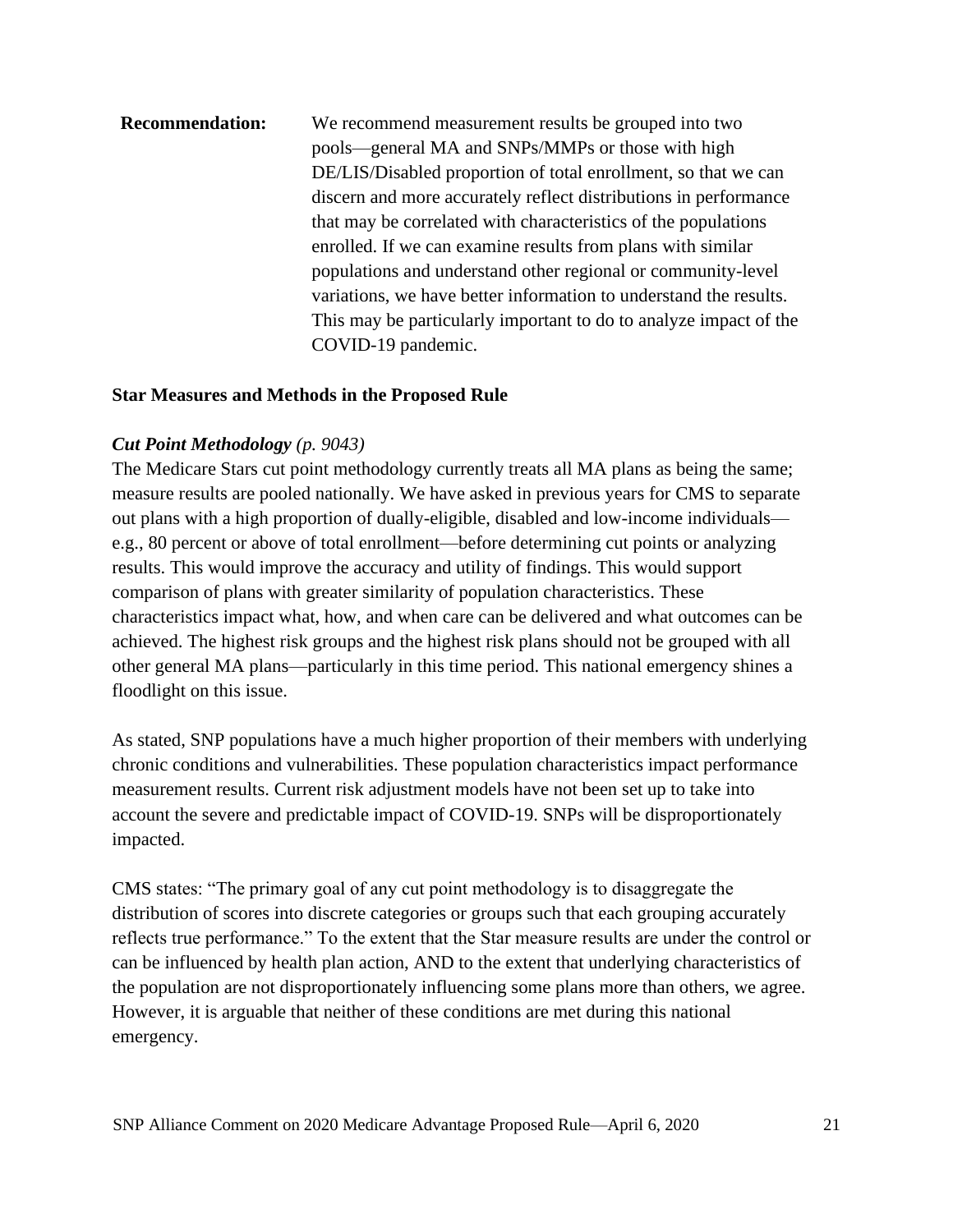**Recommendation:** We recommend measurement results be grouped into two pools—general MA and SNPs/MMPs or those with high DE/LIS/Disabled proportion of total enrollment, so that we can discern and more accurately reflect distributions in performance that may be correlated with characteristics of the populations enrolled. If we can examine results from plans with similar populations and understand other regional or community-level variations, we have better information to understand the results. This may be particularly important to do to analyze impact of the COVID-19 pandemic.

**Star Measures and Methods in the Proposed Rule**

***Cut Point Methodology*** *(p. 9043)*

The Medicare Stars cut point methodology currently treats all MA plans as being the same; measure results are pooled nationally. We have asked in previous years for CMS to separate out plans with a high proportion of dually-eligible, disabled and low-income individuals—e.g., 80 percent or above of total enrollment—before determining cut points or analyzing results. This would improve the accuracy and utility of findings. This would support comparison of plans with greater similarity of population characteristics. These characteristics impact what, how, and when care can be delivered and what outcomes can be achieved. The highest risk groups and the highest risk plans should not be grouped with all other general MA plans—particularly in this time period. This national emergency shines a floodlight on this issue.

As stated, SNP populations have a much higher proportion of their members with underlying chronic conditions and vulnerabilities. These population characteristics impact performance measurement results. Current risk adjustment models have not been set up to take into account the severe and predictable impact of COVID-19. SNPs will be disproportionately impacted.

CMS states: "The primary goal of any cut point methodology is to disaggregate the distribution of scores into discrete categories or groups such that each grouping accurately reflects true performance." To the extent that the Star measure results are under the control or can be influenced by health plan action, AND to the extent that underlying characteristics of the population are not disproportionately influencing some plans more than others, we agree. However, it is arguable that neither of these conditions are met during this national emergency.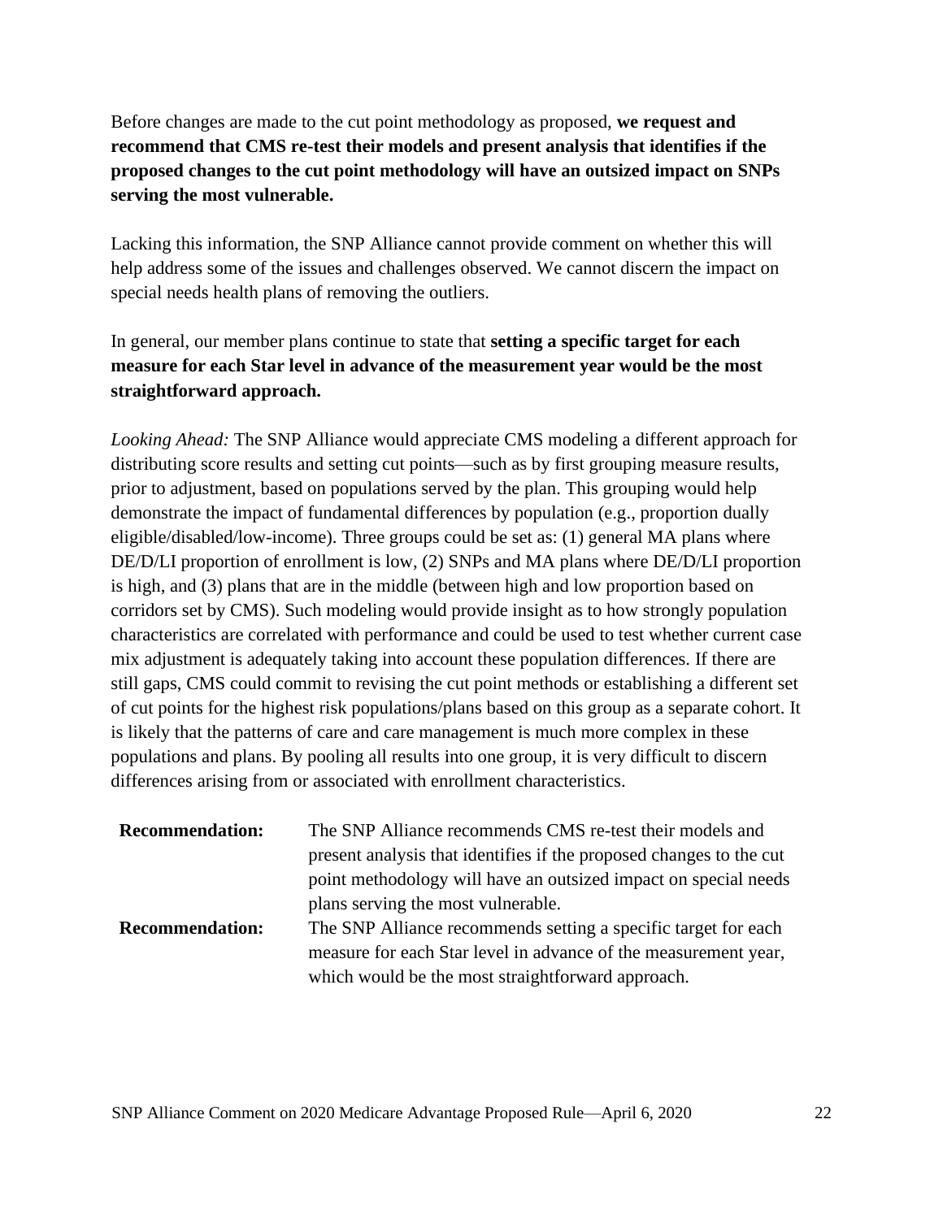Before changes are made to the cut point methodology as proposed, **we request and recommend that CMS re-test their models and present analysis that identifies if the proposed changes to the cut point methodology will have an outsized impact on SNPs serving the most vulnerable.**

Lacking this information, the SNP Alliance cannot provide comment on whether this will help address some of the issues and challenges observed. We cannot discern the impact on special needs health plans of removing the outliers.

In general, our member plans continue to state that **setting a specific target for each measure for each Star level in advance of the measurement year would be the most straightforward approach.**

*Looking Ahead:* The SNP Alliance would appreciate CMS modeling a different approach for distributing score results and setting cut points—such as by first grouping measure results, prior to adjustment, based on populations served by the plan. This grouping would help demonstrate the impact of fundamental differences by population (e.g., proportion dually eligible/disabled/low-income). Three groups could be set as: (1) general MA plans where DE/D/LI proportion of enrollment is low, (2) SNPs and MA plans where DE/D/LI proportion is high, and (3) plans that are in the middle (between high and low proportion based on corridors set by CMS). Such modeling would provide insight as to how strongly population characteristics are correlated with performance and could be used to test whether current case mix adjustment is adequately taking into account these population differences. If there are still gaps, CMS could commit to revising the cut point methods or establishing a different set of cut points for the highest risk populations/plans based on this group as a separate cohort. It is likely that the patterns of care and care management is much more complex in these populations and plans. By pooling all results into one group, it is very difficult to discern differences arising from or associated with enrollment characteristics.

| | |
|---|---|
| **Recommendation:** | The SNP Alliance recommends CMS re-test their models and present analysis that identifies if the proposed changes to the cut point methodology will have an outsized impact on special needs plans serving the most vulnerable. |
| **Recommendation:** | The SNP Alliance recommends setting a specific target for each measure for each Star level in advance of the measurement year, which would be the most straightforward approach. |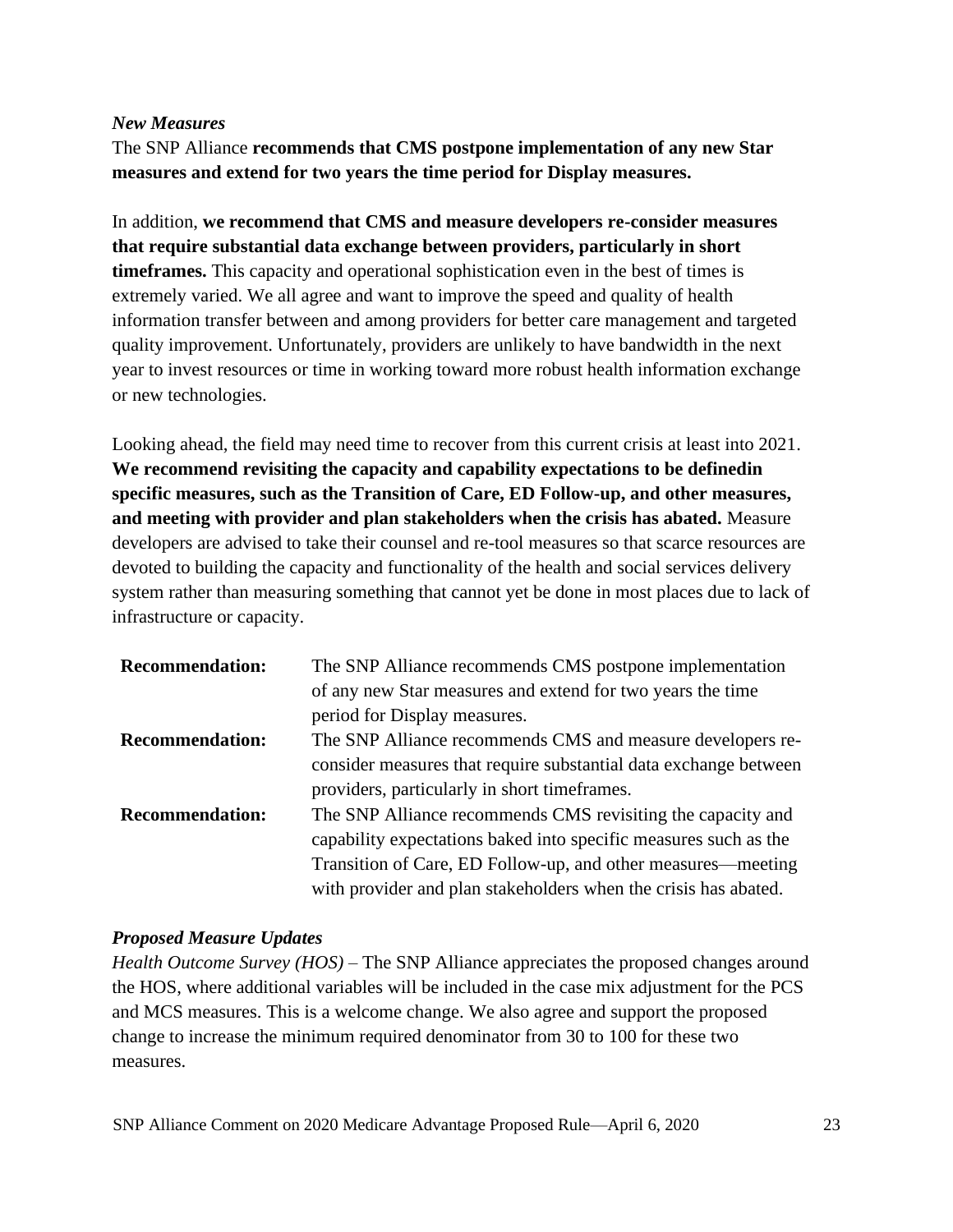***New Measures***

The SNP Alliance **recommends that CMS postpone implementation of any new Star measures and extend for two years the time period for Display measures.**

In addition, **we recommend that CMS and measure developers re-consider measures that require substantial data exchange between providers, particularly in short timeframes.** This capacity and operational sophistication even in the best of times is extremely varied. We all agree and want to improve the speed and quality of health information transfer between and among providers for better care management and targeted quality improvement. Unfortunately, providers are unlikely to have bandwidth in the next year to invest resources or time in working toward more robust health information exchange or new technologies.

Looking ahead, the field may need time to recover from this current crisis at least into 2021. **We recommend revisiting the capacity and capability expectations to be definedin specific measures, such as the Transition of Care, ED Follow-up, and other measures, and meeting with provider and plan stakeholders when the crisis has abated.** Measure developers are advised to take their counsel and re-tool measures so that scarce resources are devoted to building the capacity and functionality of the health and social services delivery system rather than measuring something that cannot yet be done in most places due to lack of infrastructure or capacity.

| | |
|---|---|
| **Recommendation:** | The SNP Alliance recommends CMS postpone implementation of any new Star measures and extend for two years the time period for Display measures. |
| **Recommendation:** | The SNP Alliance recommends CMS and measure developers re-consider measures that require substantial data exchange between providers, particularly in short timeframes. |
| **Recommendation:** | The SNP Alliance recommends CMS revisiting the capacity and capability expectations baked into specific measures such as the Transition of Care, ED Follow-up, and other measures—meeting with provider and plan stakeholders when the crisis has abated. |

***Proposed Measure Updates***

*Health Outcome Survey (HOS)* – The SNP Alliance appreciates the proposed changes around the HOS, where additional variables will be included in the case mix adjustment for the PCS and MCS measures. This is a welcome change. We also agree and support the proposed change to increase the minimum required denominator from 30 to 100 for these two measures.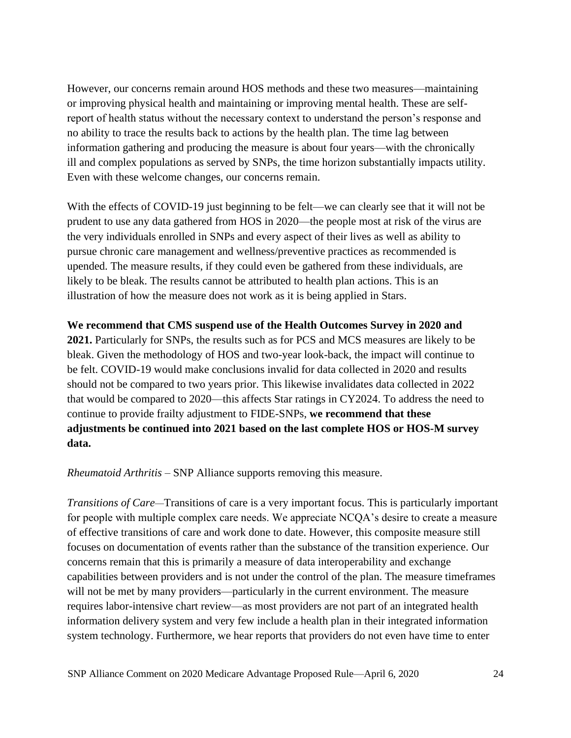However, our concerns remain around HOS methods and these two measures—maintaining or improving physical health and maintaining or improving mental health. These are self-report of health status without the necessary context to understand the person's response and no ability to trace the results back to actions by the health plan. The time lag between information gathering and producing the measure is about four years—with the chronically ill and complex populations as served by SNPs, the time horizon substantially impacts utility. Even with these welcome changes, our concerns remain.

With the effects of COVID-19 just beginning to be felt—we can clearly see that it will not be prudent to use any data gathered from HOS in 2020—the people most at risk of the virus are the very individuals enrolled in SNPs and every aspect of their lives as well as ability to pursue chronic care management and wellness/preventive practices as recommended is upended. The measure results, if they could even be gathered from these individuals, are likely to be bleak. The results cannot be attributed to health plan actions. This is an illustration of how the measure does not work as it is being applied in Stars.

**We recommend that CMS suspend use of the Health Outcomes Survey in 2020 and 2021.** Particularly for SNPs, the results such as for PCS and MCS measures are likely to be bleak. Given the methodology of HOS and two-year look-back, the impact will continue to be felt. COVID-19 would make conclusions invalid for data collected in 2020 and results should not be compared to two years prior. This likewise invalidates data collected in 2022 that would be compared to 2020—this affects Star ratings in CY2024. To address the need to continue to provide frailty adjustment to FIDE-SNPs, **we recommend that these adjustments be continued into 2021 based on the last complete HOS or HOS-M survey data.**

*Rheumatoid Arthritis* – SNP Alliance supports removing this measure.

*Transitions of Care*—Transitions of care is a very important focus. This is particularly important for people with multiple complex care needs. We appreciate NCQA's desire to create a measure of effective transitions of care and work done to date. However, this composite measure still focuses on documentation of events rather than the substance of the transition experience. Our concerns remain that this is primarily a measure of data interoperability and exchange capabilities between providers and is not under the control of the plan. The measure timeframes will not be met by many providers—particularly in the current environment. The measure requires labor-intensive chart review—as most providers are not part of an integrated health information delivery system and very few include a health plan in their integrated information system technology. Furthermore, we hear reports that providers do not even have time to enter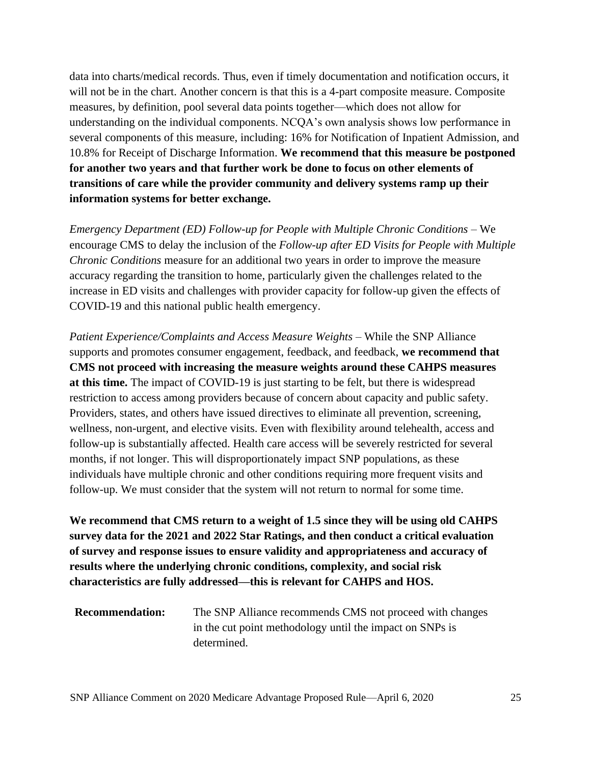data into charts/medical records. Thus, even if timely documentation and notification occurs, it will not be in the chart. Another concern is that this is a 4-part composite measure. Composite measures, by definition, pool several data points together—which does not allow for understanding on the individual components. NCQA's own analysis shows low performance in several components of this measure, including: 16% for Notification of Inpatient Admission, and 10.8% for Receipt of Discharge Information. **We recommend that this measure be postponed for another two years and that further work be done to focus on other elements of transitions of care while the provider community and delivery systems ramp up their information systems for better exchange.**

*Emergency Department (ED) Follow-up for People with Multiple Chronic Conditions* – We encourage CMS to delay the inclusion of the *Follow-up after ED Visits for People with Multiple Chronic Conditions* measure for an additional two years in order to improve the measure accuracy regarding the transition to home, particularly given the challenges related to the increase in ED visits and challenges with provider capacity for follow-up given the effects of COVID-19 and this national public health emergency.

*Patient Experience/Complaints and Access Measure Weights* – While the SNP Alliance supports and promotes consumer engagement, feedback, and feedback, **we recommend that CMS not proceed with increasing the measure weights around these CAHPS measures at this time.** The impact of COVID-19 is just starting to be felt, but there is widespread restriction to access among providers because of concern about capacity and public safety. Providers, states, and others have issued directives to eliminate all prevention, screening, wellness, non-urgent, and elective visits. Even with flexibility around telehealth, access and follow-up is substantially affected. Health care access will be severely restricted for several months, if not longer. This will disproportionately impact SNP populations, as these individuals have multiple chronic and other conditions requiring more frequent visits and follow-up. We must consider that the system will not return to normal for some time.

**We recommend that CMS return to a weight of 1.5 since they will be using old CAHPS survey data for the 2021 and 2022 Star Ratings, and then conduct a critical evaluation of survey and response issues to ensure validity and appropriateness and accuracy of results where the underlying chronic conditions, complexity, and social risk characteristics are fully addressed—this is relevant for CAHPS and HOS.**

**Recommendation:** The SNP Alliance recommends CMS not proceed with changes in the cut point methodology until the impact on SNPs is determined.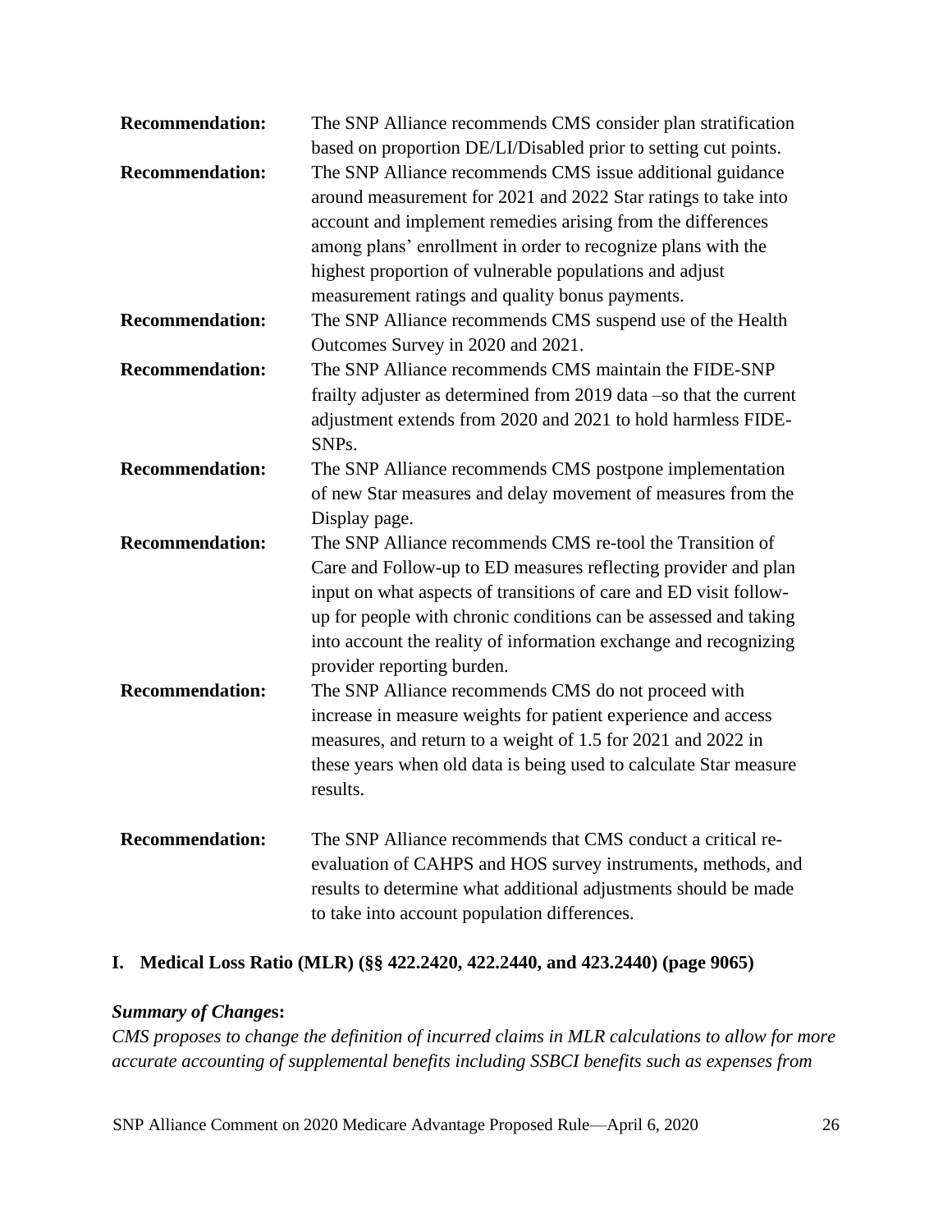**Recommendation:** The SNP Alliance recommends CMS consider plan stratification based on proportion DE/LI/Disabled prior to setting cut points.

**Recommendation:** The SNP Alliance recommends CMS issue additional guidance around measurement for 2021 and 2022 Star ratings to take into account and implement remedies arising from the differences among plans' enrollment in order to recognize plans with the highest proportion of vulnerable populations and adjust measurement ratings and quality bonus payments.

**Recommendation:** The SNP Alliance recommends CMS suspend use of the Health Outcomes Survey in 2020 and 2021.

**Recommendation:** The SNP Alliance recommends CMS maintain the FIDE-SNP frailty adjuster as determined from 2019 data –so that the current adjustment extends from 2020 and 2021 to hold harmless FIDE-SNPs.

**Recommendation:** The SNP Alliance recommends CMS postpone implementation of new Star measures and delay movement of measures from the Display page.

**Recommendation:** The SNP Alliance recommends CMS re-tool the Transition of Care and Follow-up to ED measures reflecting provider and plan input on what aspects of transitions of care and ED visit follow-up for people with chronic conditions can be assessed and taking into account the reality of information exchange and recognizing provider reporting burden.

**Recommendation:** The SNP Alliance recommends CMS do not proceed with increase in measure weights for patient experience and access measures, and return to a weight of 1.5 for 2021 and 2022 in these years when old data is being used to calculate Star measure results.

**Recommendation:** The SNP Alliance recommends that CMS conduct a critical re-evaluation of CAHPS and HOS survey instruments, methods, and results to determine what additional adjustments should be made to take into account population differences.

## I. Medical Loss Ratio (MLR) (§§ 422.2420, 422.2440, and 423.2440) (page 9065)

***Summary of Changes:***

*CMS proposes to change the definition of incurred claims in MLR calculations to allow for more accurate accounting of supplemental benefits including SSBCI benefits such as expenses from*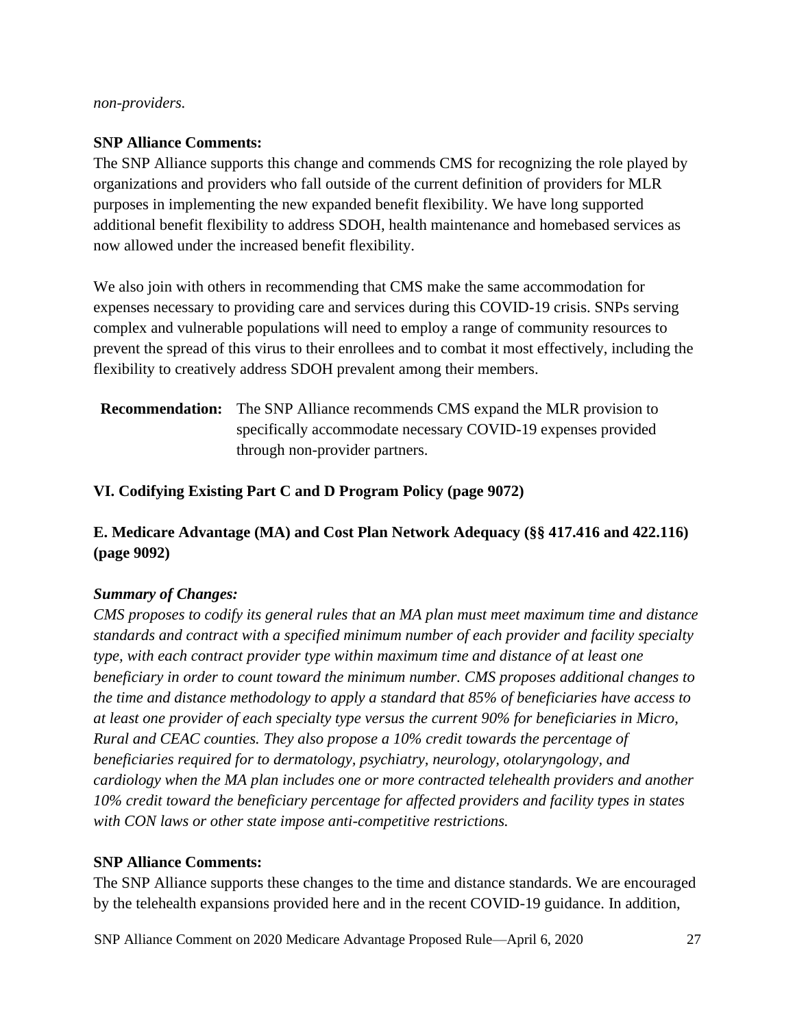*non-providers.*

**SNP Alliance Comments:**

The SNP Alliance supports this change and commends CMS for recognizing the role played by organizations and providers who fall outside of the current definition of providers for MLR purposes in implementing the new expanded benefit flexibility. We have long supported additional benefit flexibility to address SDOH, health maintenance and homebased services as now allowed under the increased benefit flexibility.

We also join with others in recommending that CMS make the same accommodation for expenses necessary to providing care and services during this COVID-19 crisis. SNPs serving complex and vulnerable populations will need to employ a range of community resources to prevent the spread of this virus to their enrollees and to combat it most effectively, including the flexibility to creatively address SDOH prevalent among their members.

**Recommendation:** The SNP Alliance recommends CMS expand the MLR provision to specifically accommodate necessary COVID-19 expenses provided through non-provider partners.

**VI. Codifying Existing Part C and D Program Policy (page 9072)**

**E. Medicare Advantage (MA) and Cost Plan Network Adequacy (§§ 417.416 and 422.116) (page 9092)**

***Summary of Changes:***

*CMS proposes to codify its general rules that an MA plan must meet maximum time and distance standards and contract with a specified minimum number of each provider and facility specialty type, with each contract provider type within maximum time and distance of at least one beneficiary in order to count toward the minimum number. CMS proposes additional changes to the time and distance methodology to apply a standard that 85% of beneficiaries have access to at least one provider of each specialty type versus the current 90% for beneficiaries in Micro, Rural and CEAC counties. They also propose a 10% credit towards the percentage of beneficiaries required for to dermatology, psychiatry, neurology, otolaryngology, and cardiology when the MA plan includes one or more contracted telehealth providers and another 10% credit toward the beneficiary percentage for affected providers and facility types in states with CON laws or other state impose anti-competitive restrictions.*

**SNP Alliance Comments:**

The SNP Alliance supports these changes to the time and distance standards. We are encouraged by the telehealth expansions provided here and in the recent COVID-19 guidance. In addition,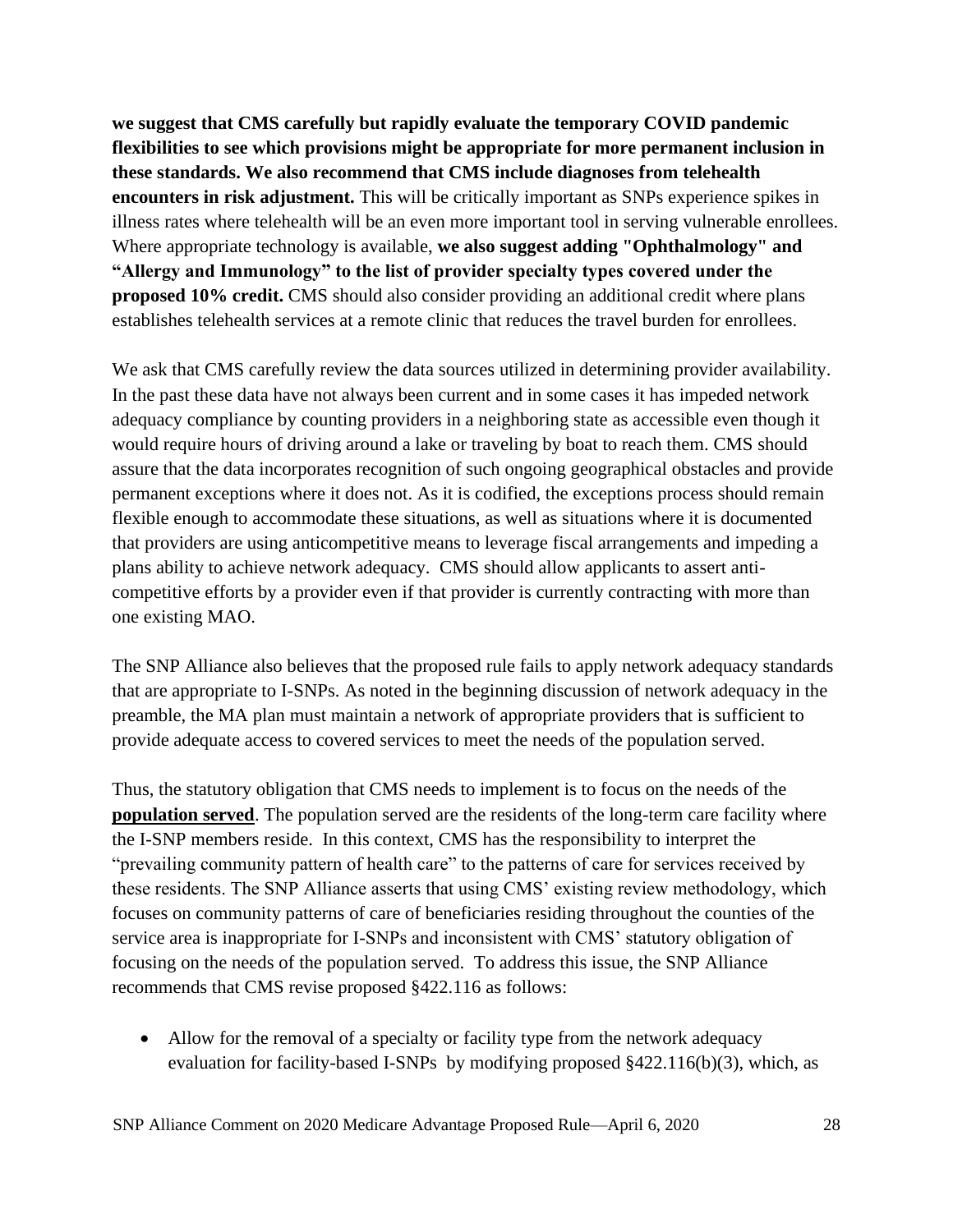**we suggest that CMS carefully but rapidly evaluate the temporary COVID pandemic flexibilities to see which provisions might be appropriate for more permanent inclusion in these standards. We also recommend that CMS include diagnoses from telehealth encounters in risk adjustment.** This will be critically important as SNPs experience spikes in illness rates where telehealth will be an even more important tool in serving vulnerable enrollees. Where appropriate technology is available, **we also suggest adding "Ophthalmology" and "Allergy and Immunology" to the list of provider specialty types covered under the proposed 10% credit.** CMS should also consider providing an additional credit where plans establishes telehealth services at a remote clinic that reduces the travel burden for enrollees.

We ask that CMS carefully review the data sources utilized in determining provider availability. In the past these data have not always been current and in some cases it has impeded network adequacy compliance by counting providers in a neighboring state as accessible even though it would require hours of driving around a lake or traveling by boat to reach them. CMS should assure that the data incorporates recognition of such ongoing geographical obstacles and provide permanent exceptions where it does not. As it is codified, the exceptions process should remain flexible enough to accommodate these situations, as well as situations where it is documented that providers are using anticompetitive means to leverage fiscal arrangements and impeding a plans ability to achieve network adequacy. CMS should allow applicants to assert anti-competitive efforts by a provider even if that provider is currently contracting with more than one existing MAO.

The SNP Alliance also believes that the proposed rule fails to apply network adequacy standards that are appropriate to I-SNPs. As noted in the beginning discussion of network adequacy in the preamble, the MA plan must maintain a network of appropriate providers that is sufficient to provide adequate access to covered services to meet the needs of the population served.

Thus, the statutory obligation that CMS needs to implement is to focus on the needs of the **population served**. The population served are the residents of the long-term care facility where the I-SNP members reside. In this context, CMS has the responsibility to interpret the "prevailing community pattern of health care" to the patterns of care for services received by these residents. The SNP Alliance asserts that using CMS' existing review methodology, which focuses on community patterns of care of beneficiaries residing throughout the counties of the service area is inappropriate for I-SNPs and inconsistent with CMS' statutory obligation of focusing on the needs of the population served. To address this issue, the SNP Alliance recommends that CMS revise proposed §422.116 as follows:

- Allow for the removal of a specialty or facility type from the network adequacy evaluation for facility-based I-SNPs by modifying proposed §422.116(b)(3), which, as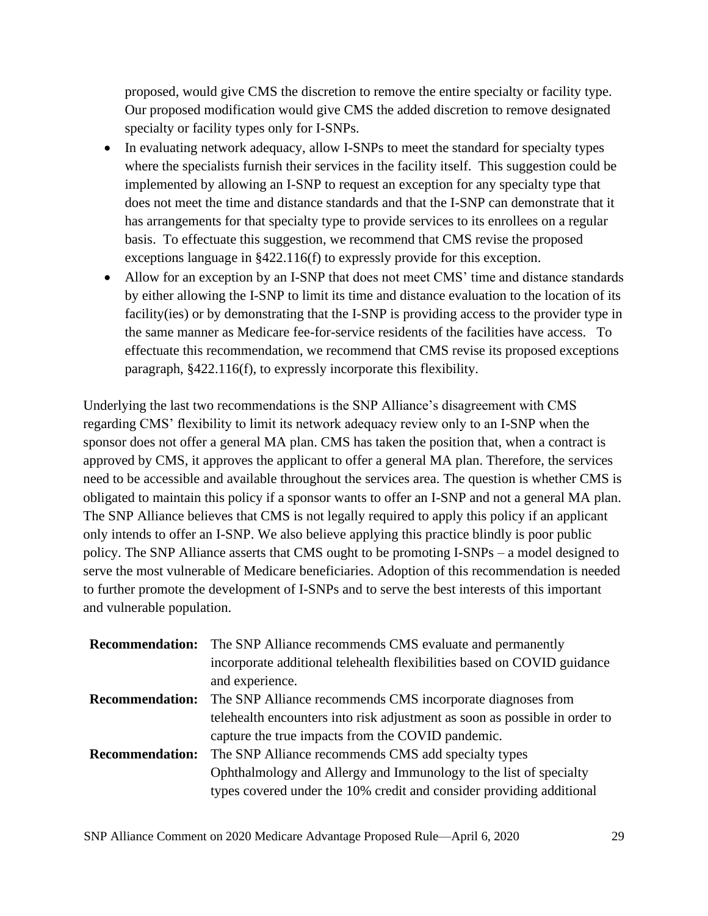proposed, would give CMS the discretion to remove the entire specialty or facility type. Our proposed modification would give CMS the added discretion to remove designated specialty or facility types only for I-SNPs.

- In evaluating network adequacy, allow I-SNPs to meet the standard for specialty types where the specialists furnish their services in the facility itself. This suggestion could be implemented by allowing an I-SNP to request an exception for any specialty type that does not meet the time and distance standards and that the I-SNP can demonstrate that it has arrangements for that specialty type to provide services to its enrollees on a regular basis. To effectuate this suggestion, we recommend that CMS revise the proposed exceptions language in §422.116(f) to expressly provide for this exception.
- Allow for an exception by an I-SNP that does not meet CMS' time and distance standards by either allowing the I-SNP to limit its time and distance evaluation to the location of its facility(ies) or by demonstrating that the I-SNP is providing access to the provider type in the same manner as Medicare fee-for-service residents of the facilities have access. To effectuate this recommendation, we recommend that CMS revise its proposed exceptions paragraph, §422.116(f), to expressly incorporate this flexibility.

Underlying the last two recommendations is the SNP Alliance's disagreement with CMS regarding CMS' flexibility to limit its network adequacy review only to an I-SNP when the sponsor does not offer a general MA plan. CMS has taken the position that, when a contract is approved by CMS, it approves the applicant to offer a general MA plan. Therefore, the services need to be accessible and available throughout the services area. The question is whether CMS is obligated to maintain this policy if a sponsor wants to offer an I-SNP and not a general MA plan. The SNP Alliance believes that CMS is not legally required to apply this policy if an applicant only intends to offer an I-SNP. We also believe applying this practice blindly is poor public policy. The SNP Alliance asserts that CMS ought to be promoting I-SNPs – a model designed to serve the most vulnerable of Medicare beneficiaries. Adoption of this recommendation is needed to further promote the development of I-SNPs and to serve the best interests of this important and vulnerable population.

**Recommendation:** The SNP Alliance recommends CMS evaluate and permanently incorporate additional telehealth flexibilities based on COVID guidance and experience.

**Recommendation:** The SNP Alliance recommends CMS incorporate diagnoses from telehealth encounters into risk adjustment as soon as possible in order to capture the true impacts from the COVID pandemic.

**Recommendation:** The SNP Alliance recommends CMS add specialty types Ophthalmology and Allergy and Immunology to the list of specialty types covered under the 10% credit and consider providing additional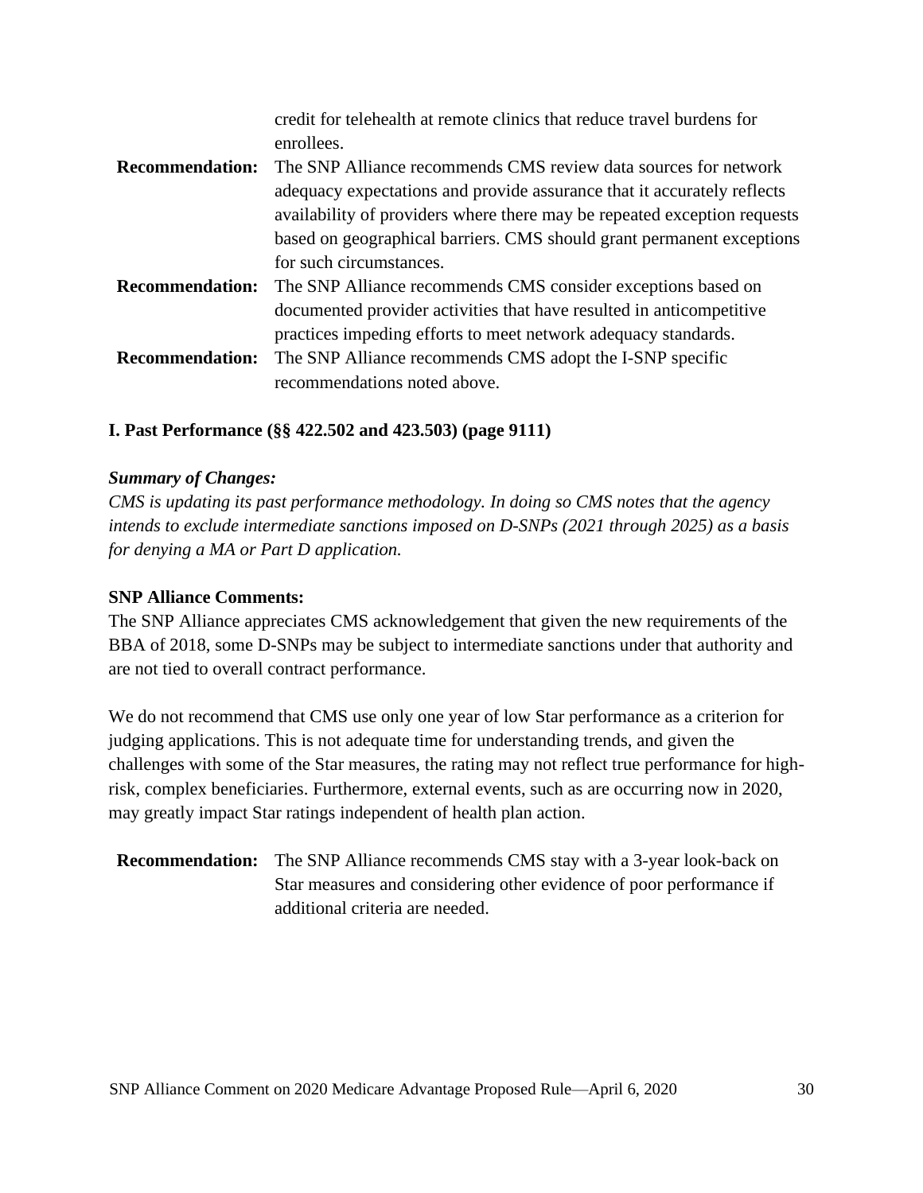credit for telehealth at remote clinics that reduce travel burdens for enrollees.

**Recommendation:** The SNP Alliance recommends CMS review data sources for network adequacy expectations and provide assurance that it accurately reflects availability of providers where there may be repeated exception requests based on geographical barriers. CMS should grant permanent exceptions for such circumstances.

**Recommendation:** The SNP Alliance recommends CMS consider exceptions based on documented provider activities that have resulted in anticompetitive practices impeding efforts to meet network adequacy standards.

**Recommendation:** The SNP Alliance recommends CMS adopt the I-SNP specific recommendations noted above.

**I. Past Performance (§§ 422.502 and 423.503) (page 9111)**

***Summary of Changes:***

*CMS is updating its past performance methodology. In doing so CMS notes that the agency intends to exclude intermediate sanctions imposed on D-SNPs (2021 through 2025) as a basis for denying a MA or Part D application.*

**SNP Alliance Comments:**

The SNP Alliance appreciates CMS acknowledgement that given the new requirements of the BBA of 2018, some D-SNPs may be subject to intermediate sanctions under that authority and are not tied to overall contract performance.

We do not recommend that CMS use only one year of low Star performance as a criterion for judging applications. This is not adequate time for understanding trends, and given the challenges with some of the Star measures, the rating may not reflect true performance for high-risk, complex beneficiaries. Furthermore, external events, such as are occurring now in 2020, may greatly impact Star ratings independent of health plan action.

**Recommendation:** The SNP Alliance recommends CMS stay with a 3-year look-back on Star measures and considering other evidence of poor performance if additional criteria are needed.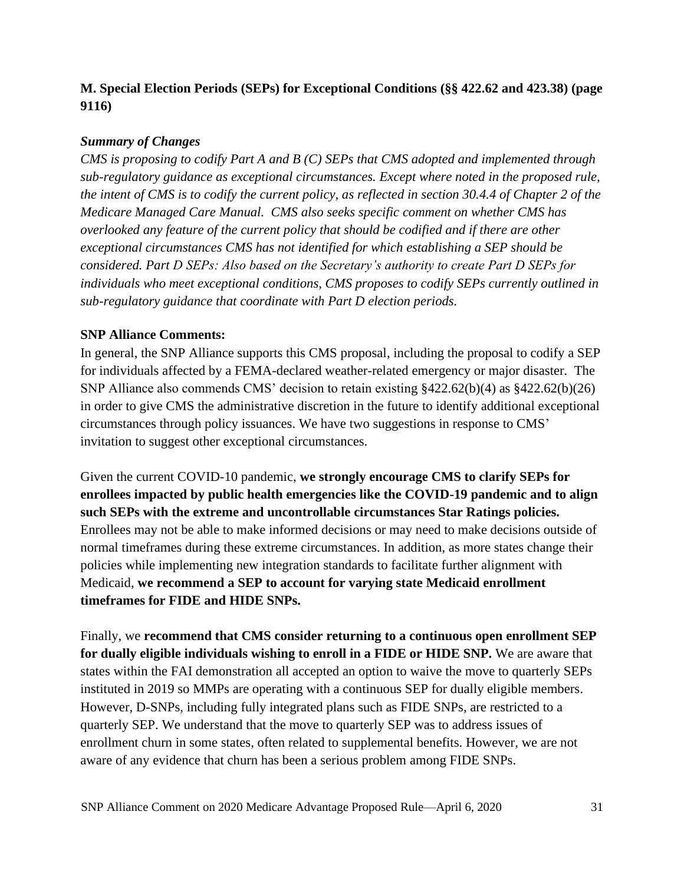**M. Special Election Periods (SEPs) for Exceptional Conditions (§§ 422.62 and 423.38) (page 9116)**

***Summary of Changes***

*CMS is proposing to codify Part A and B (C) SEPs that CMS adopted and implemented through sub-regulatory guidance as exceptional circumstances. Except where noted in the proposed rule, the intent of CMS is to codify the current policy, as reflected in section 30.4.4 of Chapter 2 of the Medicare Managed Care Manual. CMS also seeks specific comment on whether CMS has overlooked any feature of the current policy that should be codified and if there are other exceptional circumstances CMS has not identified for which establishing a SEP should be considered. Part D SEPs: Also based on the Secretary's authority to create Part D SEPs for individuals who meet exceptional conditions, CMS proposes to codify SEPs currently outlined in sub-regulatory guidance that coordinate with Part D election periods.*

**SNP Alliance Comments:**

In general, the SNP Alliance supports this CMS proposal, including the proposal to codify a SEP for individuals affected by a FEMA-declared weather-related emergency or major disaster. The SNP Alliance also commends CMS' decision to retain existing §422.62(b)(4) as §422.62(b)(26) in order to give CMS the administrative discretion in the future to identify additional exceptional circumstances through policy issuances. We have two suggestions in response to CMS' invitation to suggest other exceptional circumstances.

Given the current COVID-10 pandemic, **we strongly encourage CMS to clarify SEPs for enrollees impacted by public health emergencies like the COVID-19 pandemic and to align such SEPs with the extreme and uncontrollable circumstances Star Ratings policies.** Enrollees may not be able to make informed decisions or may need to make decisions outside of normal timeframes during these extreme circumstances. In addition, as more states change their policies while implementing new integration standards to facilitate further alignment with Medicaid, **we recommend a SEP to account for varying state Medicaid enrollment timeframes for FIDE and HIDE SNPs.**

Finally, we **recommend that CMS consider returning to a continuous open enrollment SEP for dually eligible individuals wishing to enroll in a FIDE or HIDE SNP.** We are aware that states within the FAI demonstration all accepted an option to waive the move to quarterly SEPs instituted in 2019 so MMPs are operating with a continuous SEP for dually eligible members. However, D-SNPs, including fully integrated plans such as FIDE SNPs, are restricted to a quarterly SEP. We understand that the move to quarterly SEP was to address issues of enrollment churn in some states, often related to supplemental benefits. However, we are not aware of any evidence that churn has been a serious problem among FIDE SNPs.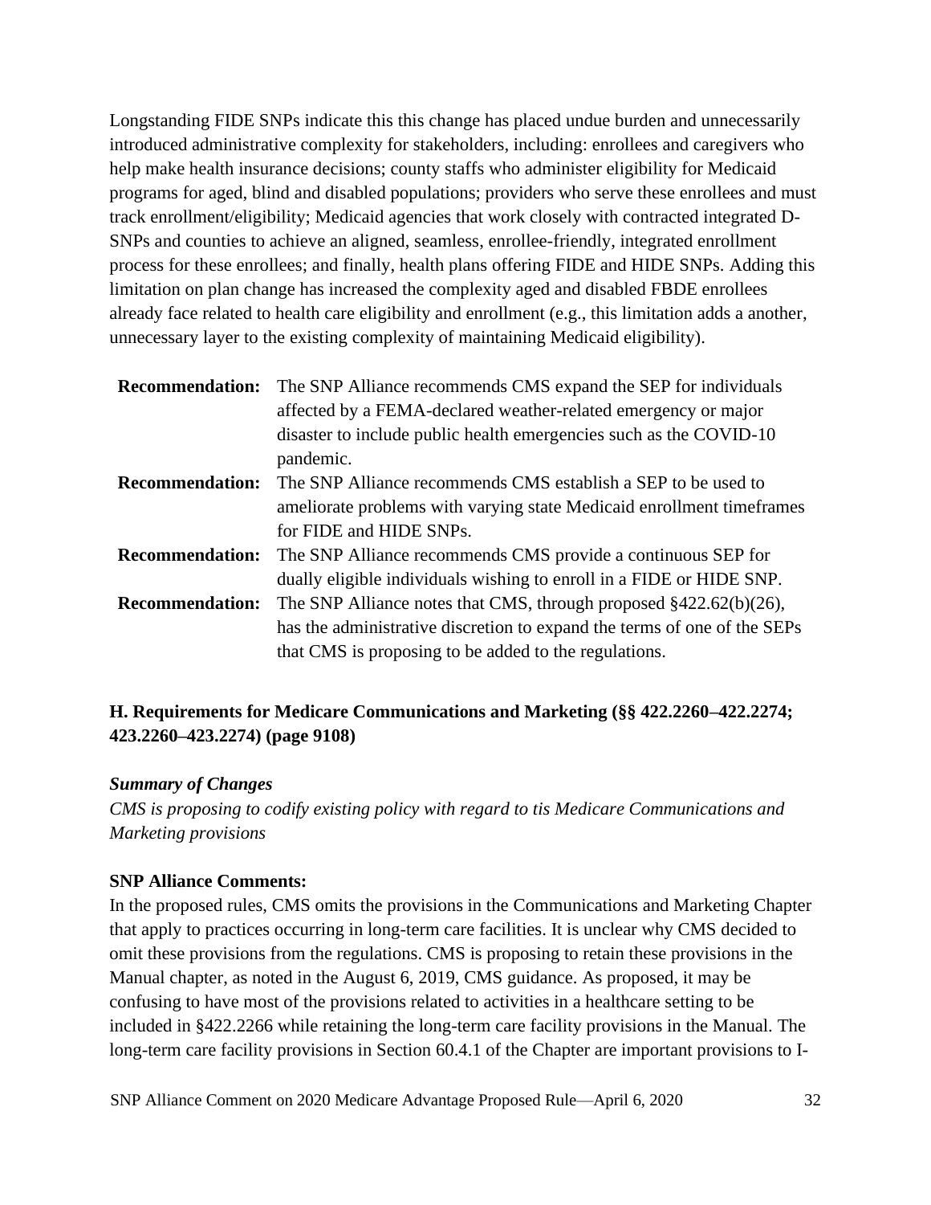Longstanding FIDE SNPs indicate this this change has placed undue burden and unnecessarily introduced administrative complexity for stakeholders, including: enrollees and caregivers who help make health insurance decisions; county staffs who administer eligibility for Medicaid programs for aged, blind and disabled populations; providers who serve these enrollees and must track enrollment/eligibility; Medicaid agencies that work closely with contracted integrated D-SNPs and counties to achieve an aligned, seamless, enrollee-friendly, integrated enrollment process for these enrollees; and finally, health plans offering FIDE and HIDE SNPs. Adding this limitation on plan change has increased the complexity aged and disabled FBDE enrollees already face related to health care eligibility and enrollment (e.g., this limitation adds a another, unnecessary layer to the existing complexity of maintaining Medicaid eligibility).

**Recommendation:** The SNP Alliance recommends CMS expand the SEP for individuals affected by a FEMA-declared weather-related emergency or major disaster to include public health emergencies such as the COVID-10 pandemic.

**Recommendation:** The SNP Alliance recommends CMS establish a SEP to be used to ameliorate problems with varying state Medicaid enrollment timeframes for FIDE and HIDE SNPs.

**Recommendation:** The SNP Alliance recommends CMS provide a continuous SEP for dually eligible individuals wishing to enroll in a FIDE or HIDE SNP.

**Recommendation:** The SNP Alliance notes that CMS, through proposed §422.62(b)(26), has the administrative discretion to expand the terms of one of the SEPs that CMS is proposing to be added to the regulations.

### H. Requirements for Medicare Communications and Marketing (§§ 422.2260–422.2274; 423.2260–423.2274) (page 9108)

***Summary of Changes***

*CMS is proposing to codify existing policy with regard to tis Medicare Communications and Marketing provisions*

**SNP Alliance Comments:**

In the proposed rules, CMS omits the provisions in the Communications and Marketing Chapter that apply to practices occurring in long-term care facilities. It is unclear why CMS decided to omit these provisions from the regulations. CMS is proposing to retain these provisions in the Manual chapter, as noted in the August 6, 2019, CMS guidance. As proposed, it may be confusing to have most of the provisions related to activities in a healthcare setting to be included in §422.2266 while retaining the long-term care facility provisions in the Manual. The long-term care facility provisions in Section 60.4.1 of the Chapter are important provisions to I-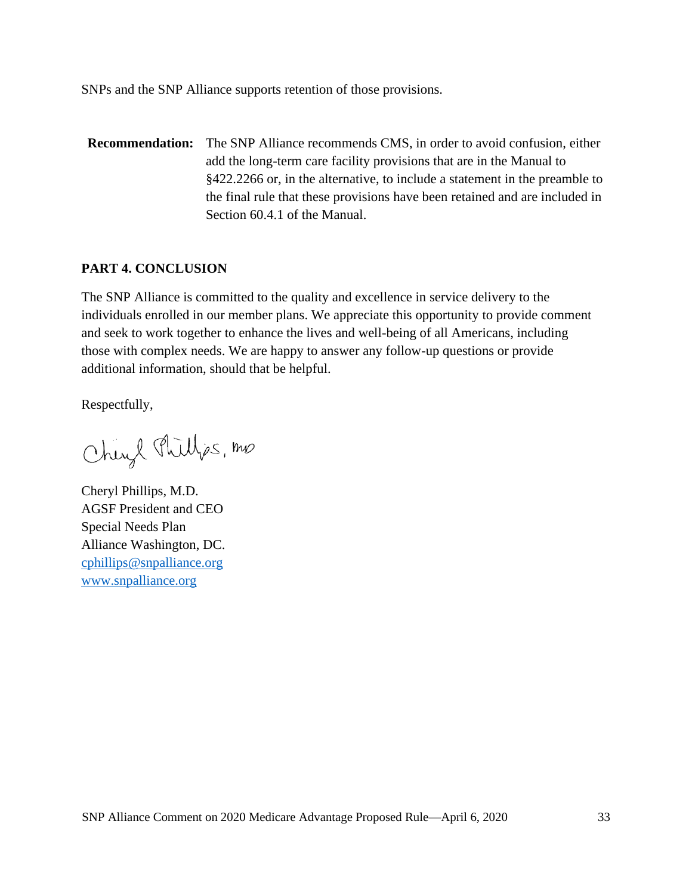SNPs and the SNP Alliance supports retention of those provisions.

**Recommendation:** The SNP Alliance recommends CMS, in order to avoid confusion, either add the long-term care facility provisions that are in the Manual to §422.2266 or, in the alternative, to include a statement in the preamble to the final rule that these provisions have been retained and are included in Section 60.4.1 of the Manual.

**PART 4. CONCLUSION**

The SNP Alliance is committed to the quality and excellence in service delivery to the individuals enrolled in our member plans. We appreciate this opportunity to provide comment and seek to work together to enhance the lives and well-being of all Americans, including those with complex needs. We are happy to answer any follow-up questions or provide additional information, should that be helpful.

Respectfully,

Cheryl Phillips, MD

Cheryl Phillips, M.D.
AGSF President and CEO
Special Needs Plan
Alliance Washington, DC.
cphillips@snpalliance.org
www.snpalliance.org